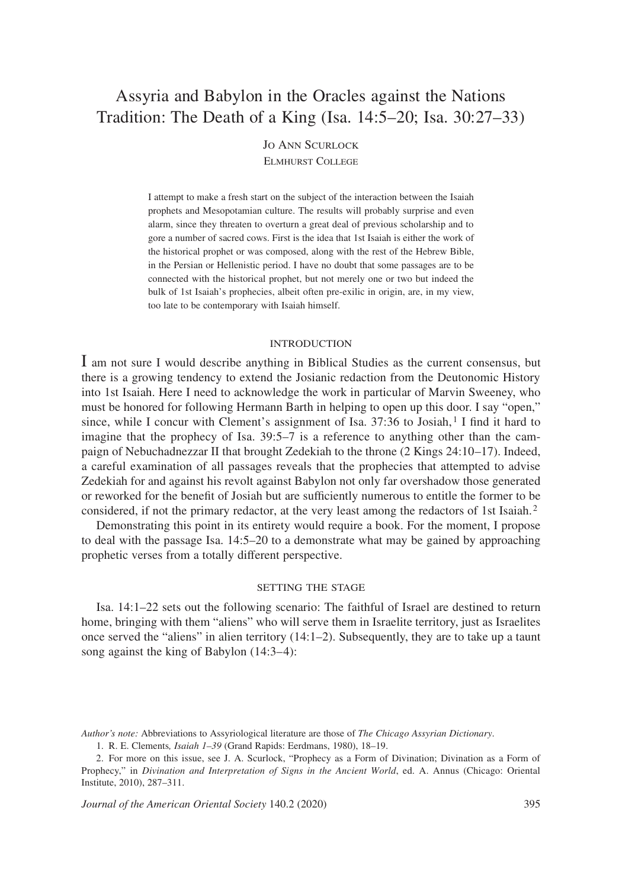# Assyria and Babylon in the Oracles against the Nations Tradition: The Death of a King (Isa. 14:5–20; Isa. 30:27–33)

Jo Ann Scurlock
Elmhurst College

I attempt to make a fresh start on the subject of the interaction between the Isaiah prophets and Mesopotamian culture. The results will probably surprise and even alarm, since they threaten to overturn a great deal of previous scholarship and to gore a number of sacred cows. First is the idea that 1st Isaiah is either the work of the historical prophet or was composed, along with the rest of the Hebrew Bible, in the Persian or Hellenistic period. I have no doubt that some passages are to be connected with the historical prophet, but not merely one or two but indeed the bulk of 1st Isaiah's prophecies, albeit often pre-exilic in origin, are, in my view, too late to be contemporary with Isaiah himself.

## Introduction

I am not sure I would describe anything in Biblical Studies as the current consensus, but there is a growing tendency to extend the Josianic redaction from the Deutonomic History into 1st Isaiah. Here I need to acknowledge the work in particular of Marvin Sweeney, who must be honored for following Hermann Barth in helping to open up this door. I say "open," since, while I concur with Clement's assignment of Isa. 37:36 to Josiah,[1] I find it hard to imagine that the prophecy of Isa. 39:5–7 is a reference to anything other than the campaign of Nebuchadnezzar II that brought Zedekiah to the throne (2 Kings 24:10–17). Indeed, a careful examination of all passages reveals that the prophecies that attempted to advise Zedekiah for and against his revolt against Babylon not only far overshadow those generated or reworked for the benefit of Josiah but are sufficiently numerous to entitle the former to be considered, if not the primary redactor, at the very least among the redactors of 1st Isaiah.[2]

Demonstrating this point in its entirety would require a book. For the moment, I propose to deal with the passage Isa. 14:5–20 to a demonstrate what may be gained by approaching prophetic verses from a totally different perspective.

## Setting the Stage

Isa. 14:1–22 sets out the following scenario: The faithful of Israel are destined to return home, bringing with them "aliens" who will serve them in Israelite territory, just as Israelites once served the "aliens" in alien territory (14:1–2). Subsequently, they are to take up a taunt song against the king of Babylon (14:3–4):

*Author's note:* Abbreviations to Assyriological literature are those of *The Chicago Assyrian Dictionary*.

1. R. E. Clements, *Isaiah 1–39* (Grand Rapids: Eerdmans, 1980), 18–19.

2. For more on this issue, see J. A. Scurlock, "Prophecy as a Form of Divination; Divination as a Form of Prophecy," in *Divination and Interpretation of Signs in the Ancient World*, ed. A. Annus (Chicago: Oriental Institute, 2010), 287–311.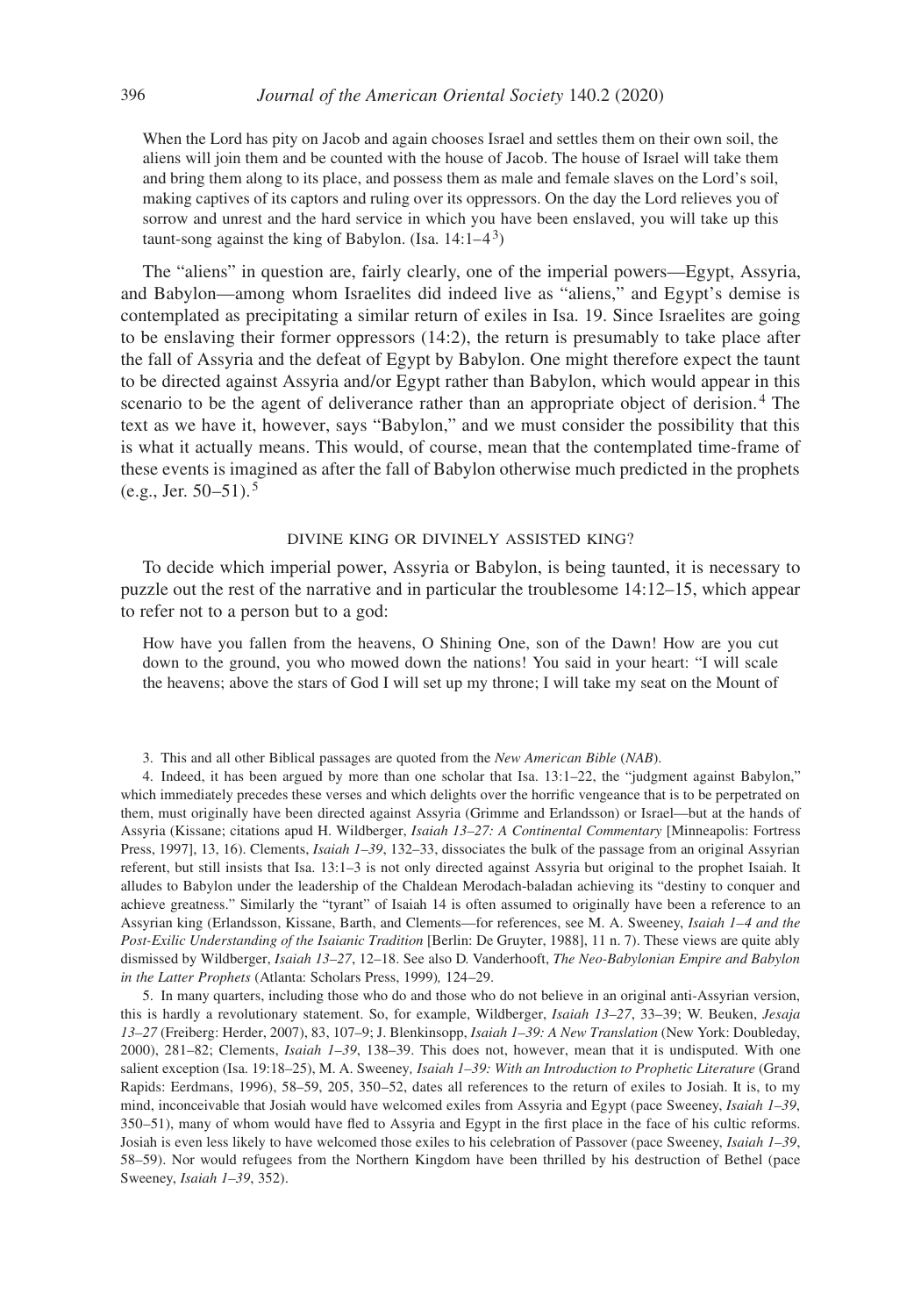When the Lord has pity on Jacob and again chooses Israel and settles them on their own soil, the aliens will join them and be counted with the house of Jacob. The house of Israel will take them and bring them along to its place, and possess them as male and female slaves on the Lord's soil, making captives of its captors and ruling over its oppressors. On the day the Lord relieves you of sorrow and unrest and the hard service in which you have been enslaved, you will take up this taunt-song against the king of Babylon. (Isa. 14:1–4[3])

The "aliens" in question are, fairly clearly, one of the imperial powers—Egypt, Assyria, and Babylon—among whom Israelites did indeed live as "aliens," and Egypt's demise is contemplated as precipitating a similar return of exiles in Isa. 19. Since Israelites are going to be enslaving their former oppressors (14:2), the return is presumably to take place after the fall of Assyria and the defeat of Egypt by Babylon. One might therefore expect the taunt to be directed against Assyria and/or Egypt rather than Babylon, which would appear in this scenario to be the agent of deliverance rather than an appropriate object of derision.[4] The text as we have it, however, says "Babylon," and we must consider the possibility that this is what it actually means. This would, of course, mean that the contemplated time-frame of these events is imagined as after the fall of Babylon otherwise much predicted in the prophets (e.g., Jer. 50–51).[5]

## Divine King or Divinely Assisted King?

To decide which imperial power, Assyria or Babylon, is being taunted, it is necessary to puzzle out the rest of the narrative and in particular the troublesome 14:12–15, which appear to refer not to a person but to a god:

How have you fallen from the heavens, O Shining One, son of the Dawn! How are you cut down to the ground, you who mowed down the nations! You said in your heart: "I will scale the heavens; above the stars of God I will set up my throne; I will take my seat on the Mount of

---

3. This and all other Biblical passages are quoted from the *New American Bible* (*NAB*).

4. Indeed, it has been argued by more than one scholar that Isa. 13:1–22, the "judgment against Babylon," which immediately precedes these verses and which delights over the horrific vengeance that is to be perpetrated on them, must originally have been directed against Assyria (Grimme and Erlandsson) or Israel—but at the hands of Assyria (Kissane; citations apud H. Wildberger, *Isaiah 13–27: A Continental Commentary* [Minneapolis: Fortress Press, 1997], 13, 16). Clements, *Isaiah 1–39*, 132–33, dissociates the bulk of the passage from an original Assyrian referent, but still insists that Isa. 13:1–3 is not only directed against Assyria but original to the prophet Isaiah. It alludes to Babylon under the leadership of the Chaldean Merodach-baladan achieving its "destiny to conquer and achieve greatness." Similarly the "tyrant" of Isaiah 14 is often assumed to originally have been a reference to an Assyrian king (Erlandsson, Kissane, Barth, and Clements—for references, see M. A. Sweeney, *Isaiah 1–4 and the Post-Exilic Understanding of the Isaianic Tradition* [Berlin: De Gruyter, 1988], 11 n. 7). These views are quite ably dismissed by Wildberger, *Isaiah 13–27*, 12–18. See also D. Vanderhooft, *The Neo-Babylonian Empire and Babylon in the Latter Prophets* (Atlanta: Scholars Press, 1999), 124–29.

5. In many quarters, including those who do and those who do not believe in an original anti-Assyrian version, this is hardly a revolutionary statement. So, for example, Wildberger, *Isaiah 13–27*, 33–39; W. Beuken, *Jesaja 13–27* (Freiberg: Herder, 2007), 83, 107–9; J. Blenkinsopp, *Isaiah 1–39: A New Translation* (New York: Doubleday, 2000), 281–82; Clements, *Isaiah 1–39*, 138–39. This does not, however, mean that it is undisputed. With one salient exception (Isa. 19:18–25), M. A. Sweeney, *Isaiah 1–39: With an Introduction to Prophetic Literature* (Grand Rapids: Eerdmans, 1996), 58–59, 205, 350–52, dates all references to the return of exiles to Josiah. It is, to my mind, inconceivable that Josiah would have welcomed exiles from Assyria and Egypt (pace Sweeney, *Isaiah 1–39*, 350–51), many of whom would have fled to Assyria and Egypt in the first place in the face of his cultic reforms. Josiah is even less likely to have welcomed those exiles to his celebration of Passover (pace Sweeney, *Isaiah 1–39*, 58–59). Nor would refugees from the Northern Kingdom have been thrilled by his destruction of Bethel (pace Sweeney, *Isaiah 1–39*, 352).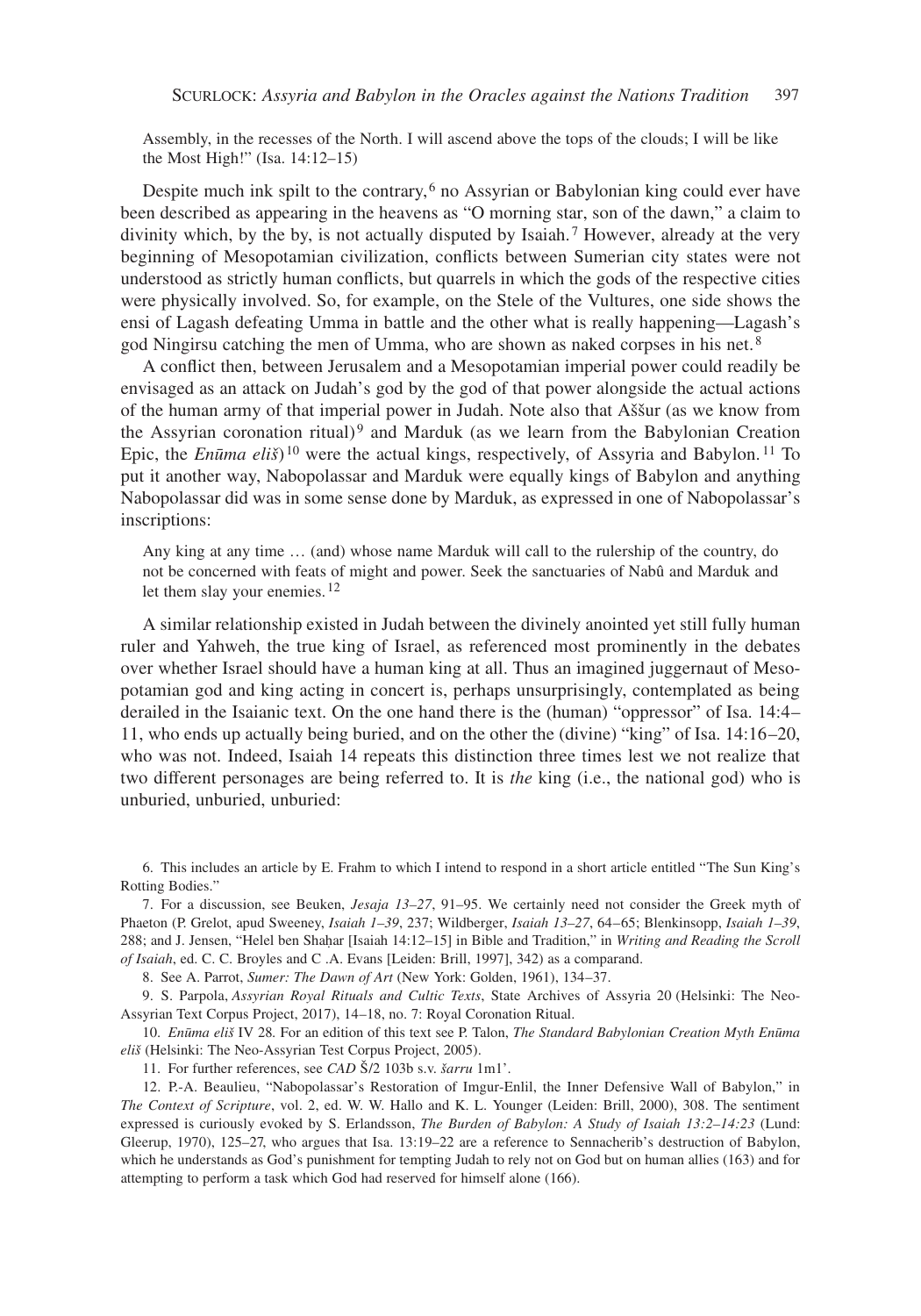Assembly, in the recesses of the North. I will ascend above the tops of the clouds; I will be like the Most High!" (Isa. 14:12–15)

Despite much ink spilt to the contrary,[6] no Assyrian or Babylonian king could ever have been described as appearing in the heavens as "O morning star, son of the dawn," a claim to divinity which, by the by, is not actually disputed by Isaiah.[7] However, already at the very beginning of Mesopotamian civilization, conflicts between Sumerian city states were not understood as strictly human conflicts, but quarrels in which the gods of the respective cities were physically involved. So, for example, on the Stele of the Vultures, one side shows the ensi of Lagash defeating Umma in battle and the other what is really happening—Lagash's god Ningirsu catching the men of Umma, who are shown as naked corpses in his net.[8]

A conflict then, between Jerusalem and a Mesopotamian imperial power could readily be envisaged as an attack on Judah's god by the god of that power alongside the actual actions of the human army of that imperial power in Judah. Note also that Aššur (as we know from the Assyrian coronation ritual)[9] and Marduk (as we learn from the Babylonian Creation Epic, the *Enūma eliš*)[10] were the actual kings, respectively, of Assyria and Babylon.[11] To put it another way, Nabopolassar and Marduk were equally kings of Babylon and anything Nabopolassar did was in some sense done by Marduk, as expressed in one of Nabopolassar's inscriptions:

> Any king at any time … (and) whose name Marduk will call to the rulership of the country, do not be concerned with feats of might and power. Seek the sanctuaries of Nabû and Marduk and let them slay your enemies.[12]

A similar relationship existed in Judah between the divinely anointed yet still fully human ruler and Yahweh, the true king of Israel, as referenced most prominently in the debates over whether Israel should have a human king at all. Thus an imagined juggernaut of Mesopotamian god and king acting in concert is, perhaps unsurprisingly, contemplated as being derailed in the Isaianic text. On the one hand there is the (human) "oppressor" of Isa. 14:4–11, who ends up actually being buried, and on the other the (divine) "king" of Isa. 14:16–20, who was not. Indeed, Isaiah 14 repeats this distinction three times lest we not realize that two different personages are being referred to. It is *the* king (i.e., the national god) who is unburied, unburied, unburied:

---

6. This includes an article by E. Frahm to which I intend to respond in a short article entitled "The Sun King's Rotting Bodies."

7. For a discussion, see Beuken, *Jesaja 13–27*, 91–95. We certainly need not consider the Greek myth of Phaeton (P. Grelot, apud Sweeney, *Isaiah 1–39*, 237; Wildberger, *Isaiah 13–27*, 64–65; Blenkinsopp, *Isaiah 1–39*, 288; and J. Jensen, "Helel ben Shaḥar [Isaiah 14:12–15] in Bible and Tradition," in *Writing and Reading the Scroll of Isaiah*, ed. C. C. Broyles and C .A. Evans [Leiden: Brill, 1997], 342) as a comparand.

8. See A. Parrot, *Sumer: The Dawn of Art* (New York: Golden, 1961), 134–37.

9. S. Parpola, *Assyrian Royal Rituals and Cultic Texts*, State Archives of Assyria 20 (Helsinki: The Neo-Assyrian Text Corpus Project, 2017), 14–18, no. 7: Royal Coronation Ritual.

10. *Enūma eliš* IV 28. For an edition of this text see P. Talon, *The Standard Babylonian Creation Myth Enūma eliš* (Helsinki: The Neo-Assyrian Test Corpus Project, 2005).

11. For further references, see *CAD* Š/2 103b s.v. *šarru* 1m1'.

12. P.-A. Beaulieu, "Nabopolassar's Restoration of Imgur-Enlil, the Inner Defensive Wall of Babylon," in *The Context of Scripture*, vol. 2, ed. W. W. Hallo and K. L. Younger (Leiden: Brill, 2000), 308. The sentiment expressed is curiously evoked by S. Erlandsson, *The Burden of Babylon: A Study of Isaiah 13:2–14:23* (Lund: Gleerup, 1970), 125–27, who argues that Isa. 13:19–22 are a reference to Sennacherib's destruction of Babylon, which he understands as God's punishment for tempting Judah to rely not on God but on human allies (163) and for attempting to perform a task which God had reserved for himself alone (166).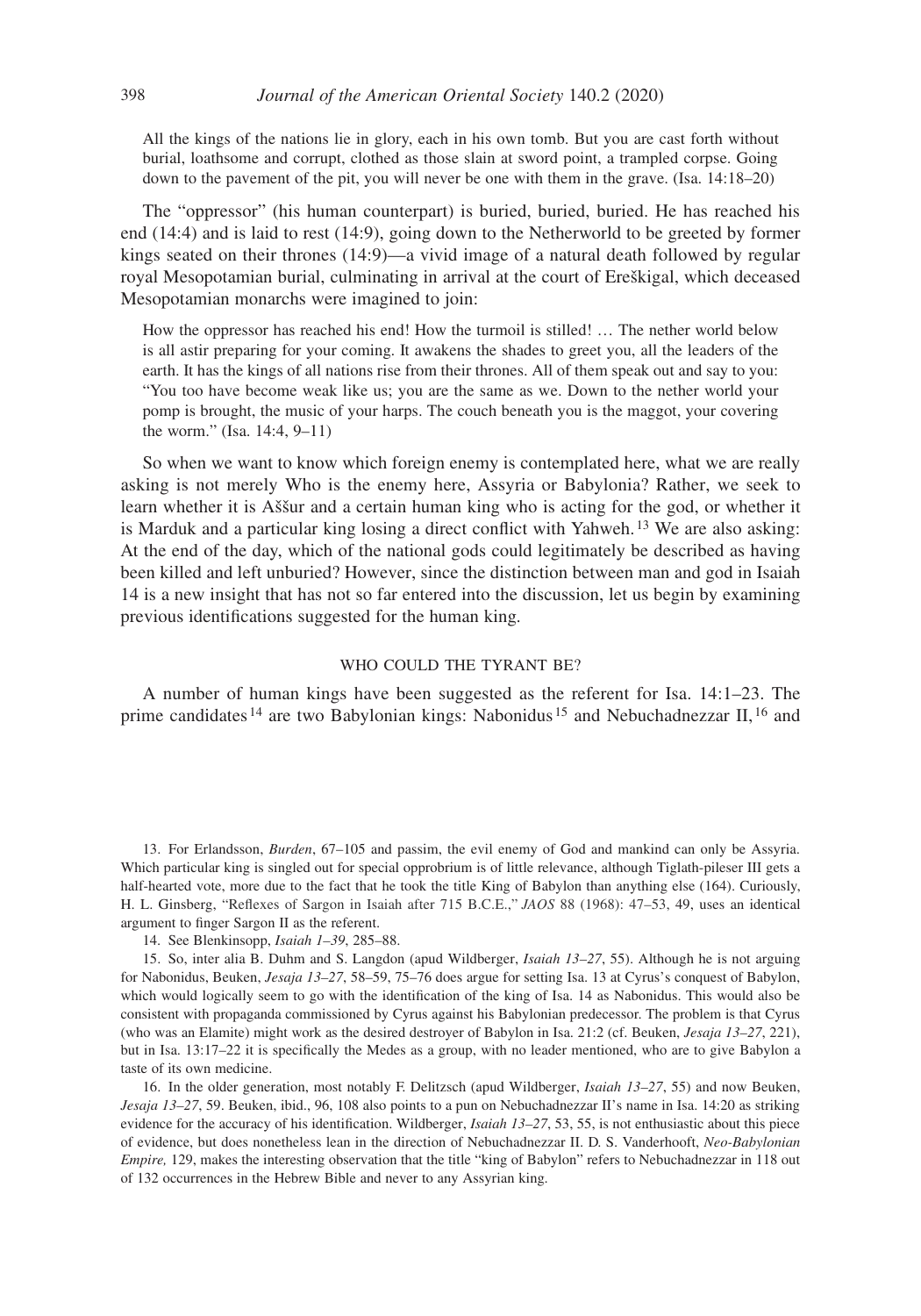> All the kings of the nations lie in glory, each in his own tomb. But you are cast forth without burial, loathsome and corrupt, clothed as those slain at sword point, a trampled corpse. Going down to the pavement of the pit, you will never be one with them in the grave. (Isa. 14:18–20)

The "oppressor" (his human counterpart) is buried, buried, buried. He has reached his end (14:4) and is laid to rest (14:9), going down to the Netherworld to be greeted by former kings seated on their thrones (14:9)—a vivid image of a natural death followed by regular royal Mesopotamian burial, culminating in arrival at the court of Ereškigal, which deceased Mesopotamian monarchs were imagined to join:

> How the oppressor has reached his end! How the turmoil is stilled! … The nether world below is all astir preparing for your coming. It awakens the shades to greet you, all the leaders of the earth. It has the kings of all nations rise from their thrones. All of them speak out and say to you: "You too have become weak like us; you are the same as we. Down to the nether world your pomp is brought, the music of your harps. The couch beneath you is the maggot, your covering the worm." (Isa. 14:4, 9–11)

So when we want to know which foreign enemy is contemplated here, what we are really asking is not merely Who is the enemy here, Assyria or Babylonia? Rather, we seek to learn whether it is Aššur and a certain human king who is acting for the god, or whether it is Marduk and a particular king losing a direct conflict with Yahweh.[13] We are also asking: At the end of the day, which of the national gods could legitimately be described as having been killed and left unburied? However, since the distinction between man and god in Isaiah 14 is a new insight that has not so far entered into the discussion, let us begin by examining previous identifications suggested for the human king.

## WHO COULD THE TYRANT BE?

A number of human kings have been suggested as the referent for Isa. 14:1–23. The prime candidates[14] are two Babylonian kings: Nabonidus[15] and Nebuchadnezzar II,[16] and

---

13. For Erlandsson, *Burden*, 67–105 and passim, the evil enemy of God and mankind can only be Assyria. Which particular king is singled out for special opprobrium is of little relevance, although Tiglath-pileser III gets a half-hearted vote, more due to the fact that he took the title King of Babylon than anything else (164). Curiously, H. L. Ginsberg, "Reflexes of Sargon in Isaiah after 715 B.C.E.," *JAOS* 88 (1968): 47–53, 49, uses an identical argument to finger Sargon II as the referent.

14. See Blenkinsopp, *Isaiah 1–39*, 285–88.

15. So, inter alia B. Duhm and S. Langdon (apud Wildberger, *Isaiah 13–27*, 55). Although he is not arguing for Nabonidus, Beuken, *Jesaja 13–27*, 58–59, 75–76 does argue for setting Isa. 13 at Cyrus's conquest of Babylon, which would logically seem to go with the identification of the king of Isa. 14 as Nabonidus. This would also be consistent with propaganda commissioned by Cyrus against his Babylonian predecessor. The problem is that Cyrus (who was an Elamite) might work as the desired destroyer of Babylon in Isa. 21:2 (cf. Beuken, *Jesaja 13–27*, 221), but in Isa. 13:17–22 it is specifically the Medes as a group, with no leader mentioned, who are to give Babylon a taste of its own medicine.

16. In the older generation, most notably F. Delitzsch (apud Wildberger, *Isaiah 13–27*, 55) and now Beuken, *Jesaja 13–27*, 59. Beuken, ibid., 96, 108 also points to a pun on Nebuchadnezzar II's name in Isa. 14:20 as striking evidence for the accuracy of his identification. Wildberger, *Isaiah 13–27*, 53, 55, is not enthusiastic about this piece of evidence, but does nonetheless lean in the direction of Nebuchadnezzar II. D. S. Vanderhooft, *Neo-Babylonian Empire,* 129, makes the interesting observation that the title "king of Babylon" refers to Nebuchadnezzar in 118 out of 132 occurrences in the Hebrew Bible and never to any Assyrian king.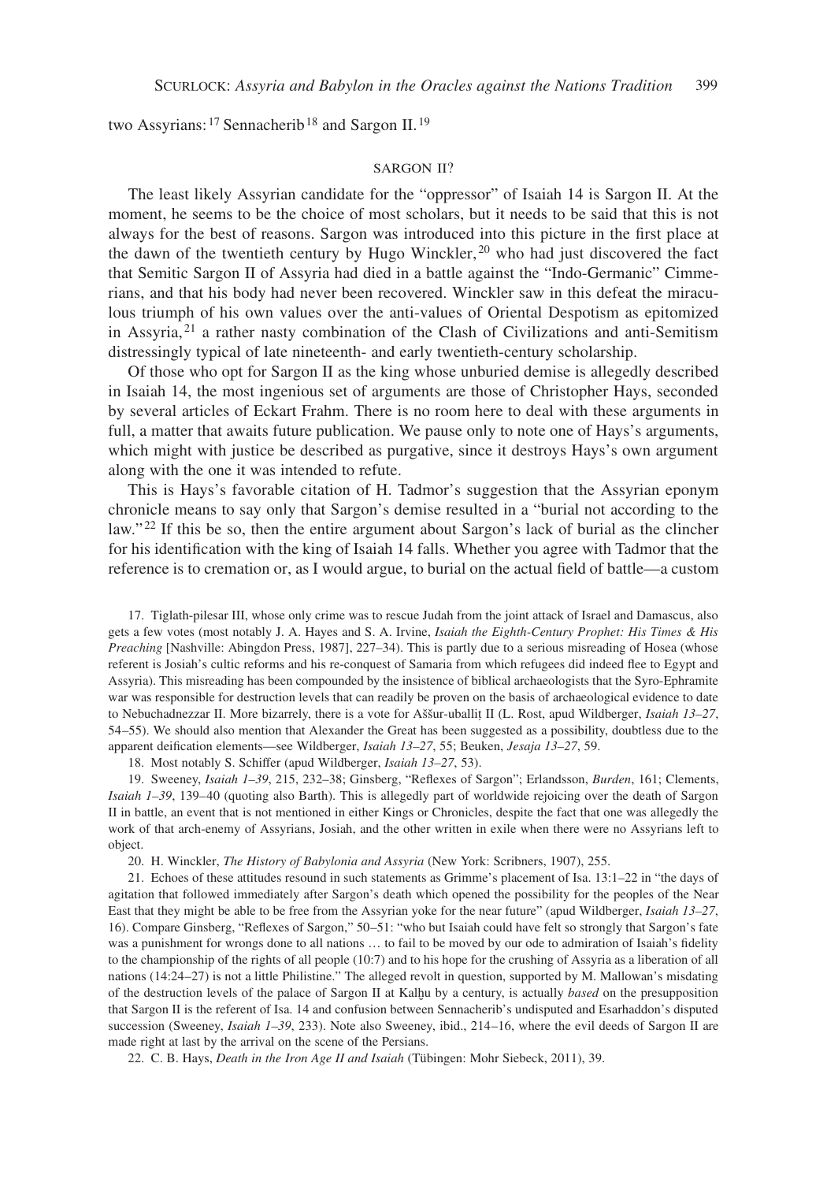two Assyrians:[17] Sennacherib[18] and Sargon II.[19]

## SARGON II?

The least likely Assyrian candidate for the "oppressor" of Isaiah 14 is Sargon II. At the moment, he seems to be the choice of most scholars, but it needs to be said that this is not always for the best of reasons. Sargon was introduced into this picture in the first place at the dawn of the twentieth century by Hugo Winckler,[20] who had just discovered the fact that Semitic Sargon II of Assyria had died in a battle against the "Indo-Germanic" Cimmerians, and that his body had never been recovered. Winckler saw in this defeat the miraculous triumph of his own values over the anti-values of Oriental Despotism as epitomized in Assyria,[21] a rather nasty combination of the Clash of Civilizations and anti-Semitism distressingly typical of late nineteenth- and early twentieth-century scholarship.

Of those who opt for Sargon II as the king whose unburied demise is allegedly described in Isaiah 14, the most ingenious set of arguments are those of Christopher Hays, seconded by several articles of Eckart Frahm. There is no room here to deal with these arguments in full, a matter that awaits future publication. We pause only to note one of Hays's arguments, which might with justice be described as purgative, since it destroys Hays's own argument along with the one it was intended to refute.

This is Hays's favorable citation of H. Tadmor's suggestion that the Assyrian eponym chronicle means to say only that Sargon's demise resulted in a "burial not according to the law."[22] If this be so, then the entire argument about Sargon's lack of burial as the clincher for his identification with the king of Isaiah 14 falls. Whether you agree with Tadmor that the reference is to cremation or, as I would argue, to burial on the actual field of battle—a custom

17. Tiglath-pilesar III, whose only crime was to rescue Judah from the joint attack of Israel and Damascus, also gets a few votes (most notably J. A. Hayes and S. A. Irvine, *Isaiah the Eighth-Century Prophet: His Times & His Preaching* [Nashville: Abingdon Press, 1987], 227–34). This is partly due to a serious misreading of Hosea (whose referent is Josiah's cultic reforms and his re-conquest of Samaria from which refugees did indeed flee to Egypt and Assyria). This misreading has been compounded by the insistence of biblical archaeologists that the Syro-Ephramite war was responsible for destruction levels that can readily be proven on the basis of archaeological evidence to date to Nebuchadnezzar II. More bizarrely, there is a vote for Aššur-uballiṭ II (L. Rost, apud Wildberger, *Isaiah 13–27*, 54–55). We should also mention that Alexander the Great has been suggested as a possibility, doubtless due to the apparent deification elements—see Wildberger, *Isaiah 13–27*, 55; Beuken, *Jesaja 13–27*, 59.

18. Most notably S. Schiffer (apud Wildberger, *Isaiah 13–27*, 53).

19. Sweeney, *Isaiah 1–39*, 215, 232–38; Ginsberg, "Reflexes of Sargon"; Erlandsson, *Burden*, 161; Clements, *Isaiah 1–39*, 139–40 (quoting also Barth). This is allegedly part of worldwide rejoicing over the death of Sargon II in battle, an event that is not mentioned in either Kings or Chronicles, despite the fact that one was allegedly the work of that arch-enemy of Assyrians, Josiah, and the other written in exile when there were no Assyrians left to object.

20. H. Winckler, *The History of Babylonia and Assyria* (New York: Scribners, 1907), 255.

21. Echoes of these attitudes resound in such statements as Grimme's placement of Isa. 13:1–22 in "the days of agitation that followed immediately after Sargon's death which opened the possibility for the peoples of the Near East that they might be able to be free from the Assyrian yoke for the near future" (apud Wildberger, *Isaiah 13–27*, 16). Compare Ginsberg, "Reflexes of Sargon," 50–51: "who but Isaiah could have felt so strongly that Sargon's fate was a punishment for wrongs done to all nations … to fail to be moved by our ode to admiration of Isaiah's fidelity to the championship of the rights of all people (10:7) and to his hope for the crushing of Assyria as a liberation of all nations (14:24–27) is not a little Philistine." The alleged revolt in question, supported by M. Mallowan's misdating of the destruction levels of the palace of Sargon II at Kalḫu by a century, is actually *based* on the presupposition that Sargon II is the referent of Isa. 14 and confusion between Sennacherib's undisputed and Esarhaddon's disputed succession (Sweeney, *Isaiah 1–39*, 233). Note also Sweeney, ibid., 214–16, where the evil deeds of Sargon II are made right at last by the arrival on the scene of the Persians.

22. C. B. Hays, *Death in the Iron Age II and Isaiah* (Tübingen: Mohr Siebeck, 2011), 39.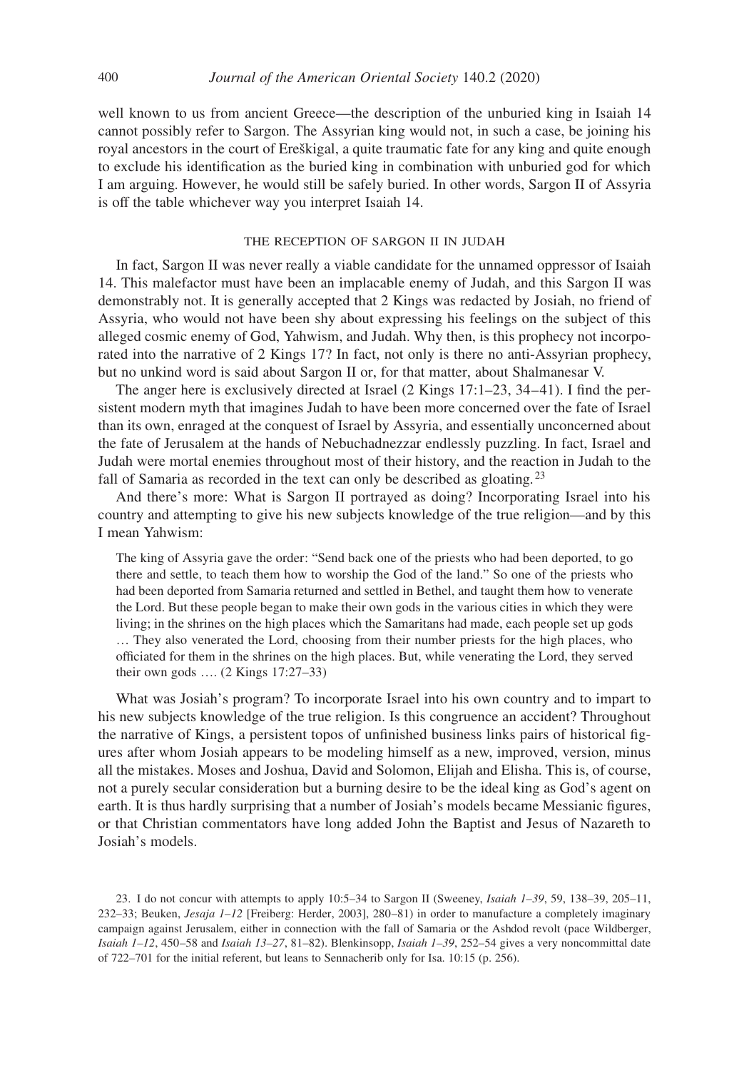well known to us from ancient Greece—the description of the unburied king in Isaiah 14 cannot possibly refer to Sargon. The Assyrian king would not, in such a case, be joining his royal ancestors in the court of Ereškigal, a quite traumatic fate for any king and quite enough to exclude his identification as the buried king in combination with unburied god for which I am arguing. However, he would still be safely buried. In other words, Sargon II of Assyria is off the table whichever way you interpret Isaiah 14.

## THE RECEPTION OF SARGON II IN JUDAH

In fact, Sargon II was never really a viable candidate for the unnamed oppressor of Isaiah 14. This malefactor must have been an implacable enemy of Judah, and this Sargon II was demonstrably not. It is generally accepted that 2 Kings was redacted by Josiah, no friend of Assyria, who would not have been shy about expressing his feelings on the subject of this alleged cosmic enemy of God, Yahwism, and Judah. Why then, is this prophecy not incorporated into the narrative of 2 Kings 17? In fact, not only is there no anti-Assyrian prophecy, but no unkind word is said about Sargon II or, for that matter, about Shalmanesar V.

The anger here is exclusively directed at Israel (2 Kings 17:1–23, 34–41). I find the persistent modern myth that imagines Judah to have been more concerned over the fate of Israel than its own, enraged at the conquest of Israel by Assyria, and essentially unconcerned about the fate of Jerusalem at the hands of Nebuchadnezzar endlessly puzzling. In fact, Israel and Judah were mortal enemies throughout most of their history, and the reaction in Judah to the fall of Samaria as recorded in the text can only be described as gloating.[23]

And there's more: What is Sargon II portrayed as doing? Incorporating Israel into his country and attempting to give his new subjects knowledge of the true religion—and by this I mean Yahwism:

> The king of Assyria gave the order: "Send back one of the priests who had been deported, to go there and settle, to teach them how to worship the God of the land." So one of the priests who had been deported from Samaria returned and settled in Bethel, and taught them how to venerate the Lord. But these people began to make their own gods in the various cities in which they were living; in the shrines on the high places which the Samaritans had made, each people set up gods … They also venerated the Lord, choosing from their number priests for the high places, who officiated for them in the shrines on the high places. But, while venerating the Lord, they served their own gods …. (2 Kings 17:27–33)

What was Josiah's program? To incorporate Israel into his own country and to impart to his new subjects knowledge of the true religion. Is this congruence an accident? Throughout the narrative of Kings, a persistent topos of unfinished business links pairs of historical figures after whom Josiah appears to be modeling himself as a new, improved, version, minus all the mistakes. Moses and Joshua, David and Solomon, Elijah and Elisha. This is, of course, not a purely secular consideration but a burning desire to be the ideal king as God's agent on earth. It is thus hardly surprising that a number of Josiah's models became Messianic figures, or that Christian commentators have long added John the Baptist and Jesus of Nazareth to Josiah's models.

23. I do not concur with attempts to apply 10:5–34 to Sargon II (Sweeney, *Isaiah 1–39*, 59, 138–39, 205–11, 232–33; Beuken, *Jesaja 1–12* [Freiberg: Herder, 2003], 280–81) in order to manufacture a completely imaginary campaign against Jerusalem, either in connection with the fall of Samaria or the Ashdod revolt (pace Wildberger, *Isaiah 1–12*, 450–58 and *Isaiah 13–27*, 81–82). Blenkinsopp, *Isaiah 1–39*, 252–54 gives a very noncommittal date of 722–701 for the initial referent, but leans to Sennacherib only for Isa. 10:15 (p. 256).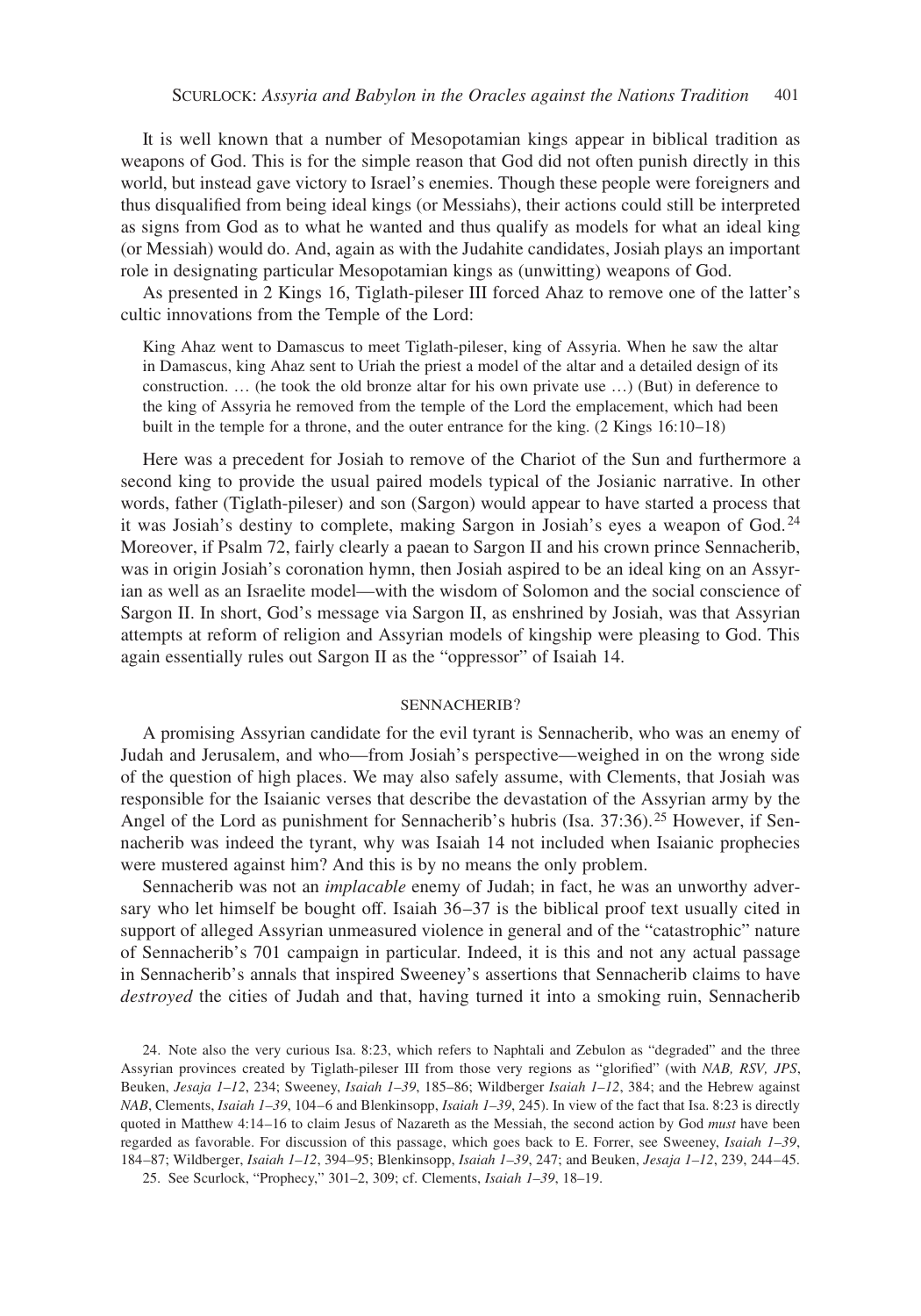It is well known that a number of Mesopotamian kings appear in biblical tradition as weapons of God. This is for the simple reason that God did not often punish directly in this world, but instead gave victory to Israel's enemies. Though these people were foreigners and thus disqualified from being ideal kings (or Messiahs), their actions could still be interpreted as signs from God as to what he wanted and thus qualify as models for what an ideal king (or Messiah) would do. And, again as with the Judahite candidates, Josiah plays an important role in designating particular Mesopotamian kings as (unwitting) weapons of God.

As presented in 2 Kings 16, Tiglath-pileser III forced Ahaz to remove one of the latter's cultic innovations from the Temple of the Lord:

> King Ahaz went to Damascus to meet Tiglath-pileser, king of Assyria. When he saw the altar in Damascus, king Ahaz sent to Uriah the priest a model of the altar and a detailed design of its construction. … (he took the old bronze altar for his own private use …) (But) in deference to the king of Assyria he removed from the temple of the Lord the emplacement, which had been built in the temple for a throne, and the outer entrance for the king. (2 Kings 16:10–18)

Here was a precedent for Josiah to remove of the Chariot of the Sun and furthermore a second king to provide the usual paired models typical of the Josianic narrative. In other words, father (Tiglath-pileser) and son (Sargon) would appear to have started a process that it was Josiah's destiny to complete, making Sargon in Josiah's eyes a weapon of God.[24] Moreover, if Psalm 72, fairly clearly a paean to Sargon II and his crown prince Sennacherib, was in origin Josiah's coronation hymn, then Josiah aspired to be an ideal king on an Assyrian as well as an Israelite model—with the wisdom of Solomon and the social conscience of Sargon II. In short, God's message via Sargon II, as enshrined by Josiah, was that Assyrian attempts at reform of religion and Assyrian models of kingship were pleasing to God. This again essentially rules out Sargon II as the "oppressor" of Isaiah 14.

## SENNACHERIB?

A promising Assyrian candidate for the evil tyrant is Sennacherib, who was an enemy of Judah and Jerusalem, and who—from Josiah's perspective—weighed in on the wrong side of the question of high places. We may also safely assume, with Clements, that Josiah was responsible for the Isaianic verses that describe the devastation of the Assyrian army by the Angel of the Lord as punishment for Sennacherib's hubris (Isa. 37:36).[25] However, if Sennacherib was indeed the tyrant, why was Isaiah 14 not included when Isaianic prophecies were mustered against him? And this is by no means the only problem.

Sennacherib was not an *implacable* enemy of Judah; in fact, he was an unworthy adversary who let himself be bought off. Isaiah 36–37 is the biblical proof text usually cited in support of alleged Assyrian unmeasured violence in general and of the "catastrophic" nature of Sennacherib's 701 campaign in particular. Indeed, it is this and not any actual passage in Sennacherib's annals that inspired Sweeney's assertions that Sennacherib claims to have *destroyed* the cities of Judah and that, having turned it into a smoking ruin, Sennacherib

24. Note also the very curious Isa. 8:23, which refers to Naphtali and Zebulon as "degraded" and the three Assyrian provinces created by Tiglath-pileser III from those very regions as "glorified" (with *NAB, RSV, JPS*, Beuken, *Jesaja 1–12*, 234; Sweeney, *Isaiah 1–39*, 185–86; Wildberger *Isaiah 1–12*, 384; and the Hebrew against *NAB*, Clements, *Isaiah 1–39*, 104–6 and Blenkinsopp, *Isaiah 1–39*, 245). In view of the fact that Isa. 8:23 is directly quoted in Matthew 4:14–16 to claim Jesus of Nazareth as the Messiah, the second action by God *must* have been regarded as favorable. For discussion of this passage, which goes back to E. Forrer, see Sweeney, *Isaiah 1–39*, 184–87; Wildberger, *Isaiah 1–12*, 394–95; Blenkinsopp, *Isaiah 1–39*, 247; and Beuken, *Jesaja 1–12*, 239, 244–45.

25. See Scurlock, "Prophecy," 301–2, 309; cf. Clements, *Isaiah 1–39*, 18–19.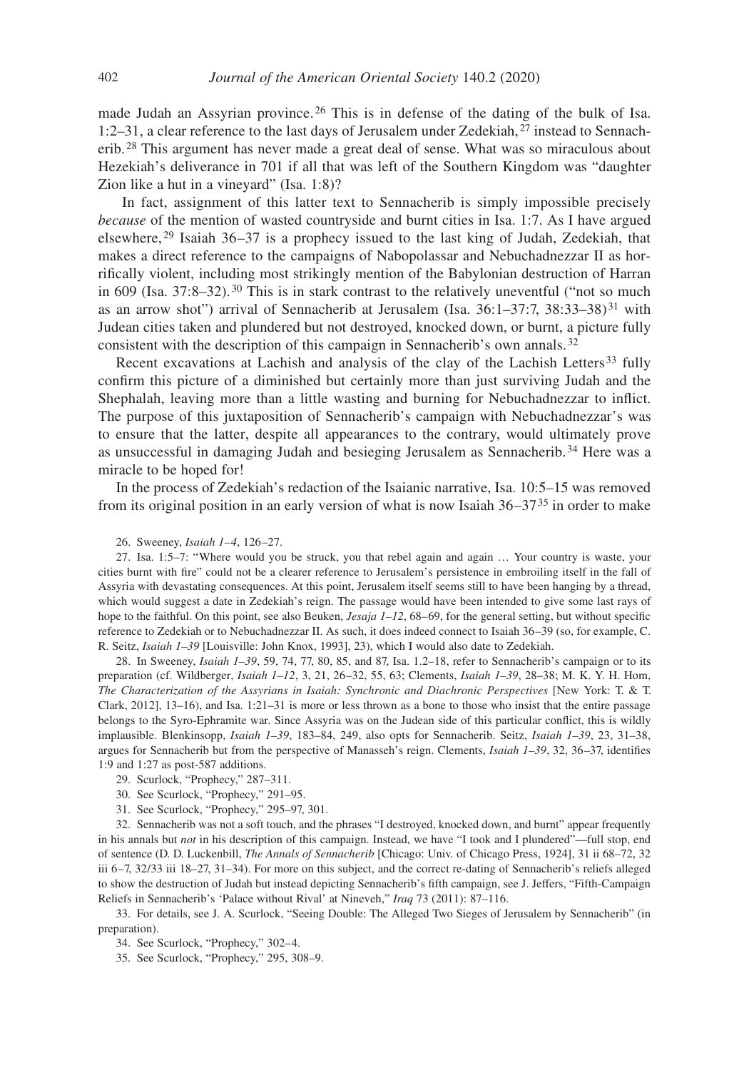made Judah an Assyrian province.[26] This is in defense of the dating of the bulk of Isa. 1:2–31, a clear reference to the last days of Jerusalem under Zedekiah,[27] instead to Sennacherib.[28] This argument has never made a great deal of sense. What was so miraculous about Hezekiah's deliverance in 701 if all that was left of the Southern Kingdom was "daughter Zion like a hut in a vineyard" (Isa. 1:8)?

In fact, assignment of this latter text to Sennacherib is simply impossible precisely *because* of the mention of wasted countryside and burnt cities in Isa. 1:7. As I have argued elsewhere,[29] Isaiah 36–37 is a prophecy issued to the last king of Judah, Zedekiah, that makes a direct reference to the campaigns of Nabopolassar and Nebuchadnezzar II as horrifically violent, including most strikingly mention of the Babylonian destruction of Harran in 609 (Isa. 37:8–32).[30] This is in stark contrast to the relatively uneventful ("not so much as an arrow shot") arrival of Sennacherib at Jerusalem (Isa. 36:1–37:7, 38:33–38)[31] with Judean cities taken and plundered but not destroyed, knocked down, or burnt, a picture fully consistent with the description of this campaign in Sennacherib's own annals.[32]

Recent excavations at Lachish and analysis of the clay of the Lachish Letters[33] fully confirm this picture of a diminished but certainly more than just surviving Judah and the Shephalah, leaving more than a little wasting and burning for Nebuchadnezzar to inflict. The purpose of this juxtaposition of Sennacherib's campaign with Nebuchadnezzar's was to ensure that the latter, despite all appearances to the contrary, would ultimately prove as unsuccessful in damaging Judah and besieging Jerusalem as Sennacherib.[34] Here was a miracle to be hoped for!

In the process of Zedekiah's redaction of the Isaianic narrative, Isa. 10:5–15 was removed from its original position in an early version of what is now Isaiah 36–37[35] in order to make

26. Sweeney, *Isaiah 1–4*, 126–27.

27. Isa. 1:5–7: "Where would you be struck, you that rebel again and again … Your country is waste, your cities burnt with fire" could not be a clearer reference to Jerusalem's persistence in embroiling itself in the fall of Assyria with devastating consequences. At this point, Jerusalem itself seems still to have been hanging by a thread, which would suggest a date in Zedekiah's reign. The passage would have been intended to give some last rays of hope to the faithful. On this point, see also Beuken, *Jesaja 1–12*, 68–69, for the general setting, but without specific reference to Zedekiah or to Nebuchadnezzar II. As such, it does indeed connect to Isaiah 36–39 (so, for example, C. R. Seitz, *Isaiah 1–39* [Louisville: John Knox, 1993], 23), which I would also date to Zedekiah.

28. In Sweeney, *Isaiah 1–39*, 59, 74, 77, 80, 85, and 87, Isa. 1.2–18, refer to Sennacherib's campaign or to its preparation (cf. Wildberger, *Isaiah 1–12*, 3, 21, 26–32, 55, 63; Clements, *Isaiah 1–39*, 28–38; M. K. Y. H. Hom, *The Characterization of the Assyrians in Isaiah: Synchronic and Diachronic Perspectives* [New York: T. & T. Clark, 2012], 13–16), and Isa. 1:21–31 is more or less thrown as a bone to those who insist that the entire passage belongs to the Syro-Ephramite war. Since Assyria was on the Judean side of this particular conflict, this is wildly implausible. Blenkinsopp, *Isaiah 1–39*, 183–84, 249, also opts for Sennacherib. Seitz, *Isaiah 1–39*, 23, 31–38, argues for Sennacherib but from the perspective of Manasseh's reign. Clements, *Isaiah 1–39*, 32, 36–37, identifies 1:9 and 1:27 as post-587 additions.

29. Scurlock, "Prophecy," 287–311.

30. See Scurlock, "Prophecy," 291–95.

31. See Scurlock, "Prophecy," 295–97, 301.

32. Sennacherib was not a soft touch, and the phrases "I destroyed, knocked down, and burnt" appear frequently in his annals but *not* in his description of this campaign. Instead, we have "I took and I plundered"—full stop, end of sentence (D. D. Luckenbill, *The Annals of Sennacherib* [Chicago: Univ. of Chicago Press, 1924], 31 ii 68–72, 32 iii 6–7, 32/33 iii 18–27, 31–34). For more on this subject, and the correct re-dating of Sennacherib's reliefs alleged to show the destruction of Judah but instead depicting Sennacherib's fifth campaign, see J. Jeffers, "Fifth-Campaign Reliefs in Sennacherib's 'Palace without Rival' at Nineveh," *Iraq* 73 (2011): 87–116.

33. For details, see J. A. Scurlock, "Seeing Double: The Alleged Two Sieges of Jerusalem by Sennacherib" (in preparation).

34. See Scurlock, "Prophecy," 302–4.

35. See Scurlock, "Prophecy," 295, 308–9.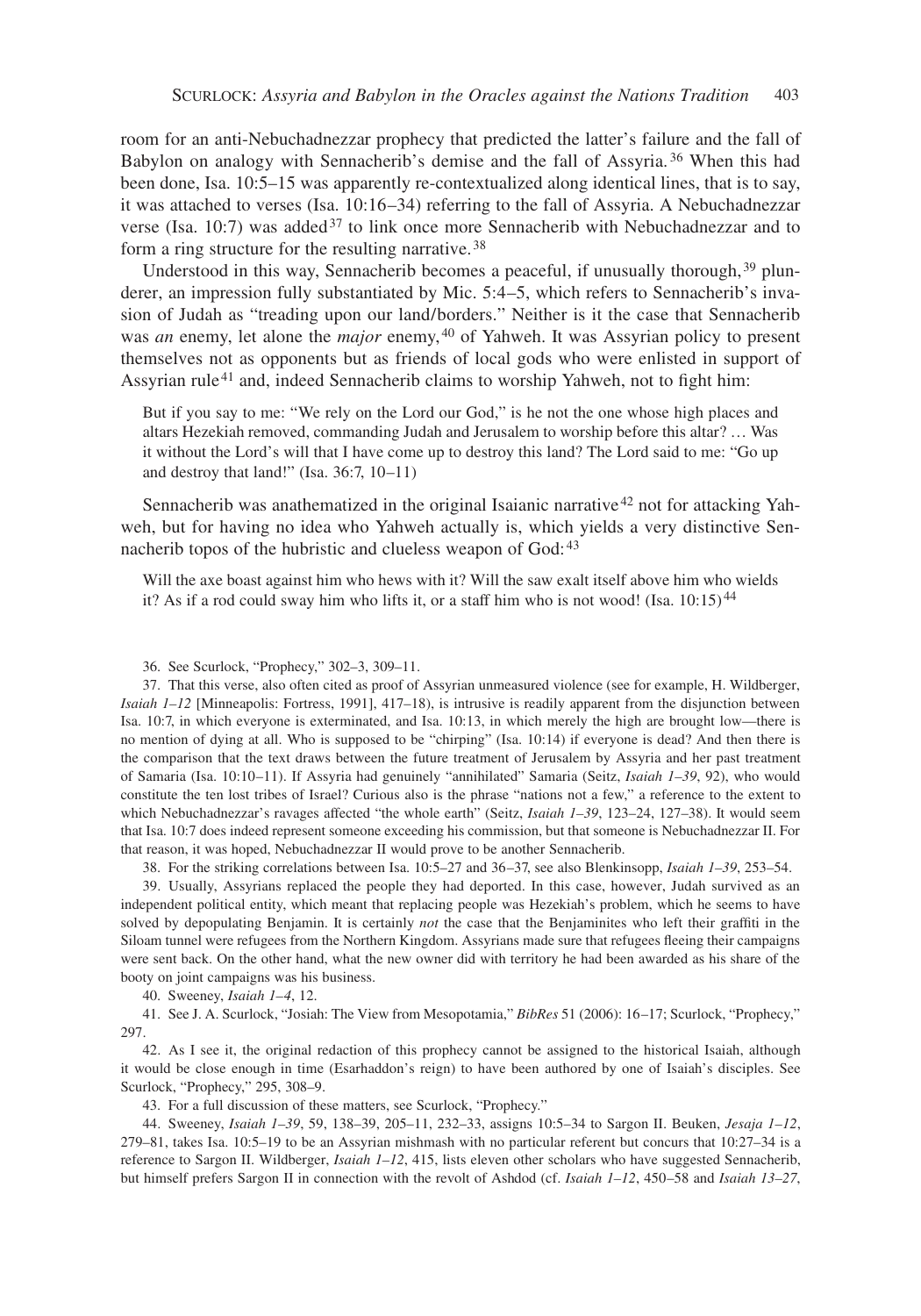room for an anti-Nebuchadnezzar prophecy that predicted the latter's failure and the fall of Babylon on analogy with Sennacherib's demise and the fall of Assyria.[36] When this had been done, Isa. 10:5–15 was apparently re-contextualized along identical lines, that is to say, it was attached to verses (Isa. 10:16–34) referring to the fall of Assyria. A Nebuchadnezzar verse (Isa. 10:7) was added[37] to link once more Sennacherib with Nebuchadnezzar and to form a ring structure for the resulting narrative.[38]

Understood in this way, Sennacherib becomes a peaceful, if unusually thorough,[39] plunderer, an impression fully substantiated by Mic. 5:4–5, which refers to Sennacherib's invasion of Judah as "treading upon our land/borders." Neither is it the case that Sennacherib was *an* enemy, let alone the *major* enemy,[40] of Yahweh. It was Assyrian policy to present themselves not as opponents but as friends of local gods who were enlisted in support of Assyrian rule[41] and, indeed Sennacherib claims to worship Yahweh, not to fight him:

> But if you say to me: "We rely on the Lord our God," is he not the one whose high places and altars Hezekiah removed, commanding Judah and Jerusalem to worship before this altar? … Was it without the Lord's will that I have come up to destroy this land? The Lord said to me: "Go up and destroy that land!" (Isa. 36:7, 10–11)

Sennacherib was anathematized in the original Isaianic narrative[42] not for attacking Yahweh, but for having no idea who Yahweh actually is, which yields a very distinctive Sennacherib topos of the hubristic and clueless weapon of God:[43]

> Will the axe boast against him who hews with it? Will the saw exalt itself above him who wields it? As if a rod could sway him who lifts it, or a staff him who is not wood! (Isa. 10:15)[44]

36. See Scurlock, "Prophecy," 302–3, 309–11.

37. That this verse, also often cited as proof of Assyrian unmeasured violence (see for example, H. Wildberger, *Isaiah 1–12* [Minneapolis: Fortress, 1991], 417–18), is intrusive is readily apparent from the disjunction between Isa. 10:7, in which everyone is exterminated, and Isa. 10:13, in which merely the high are brought low—there is no mention of dying at all. Who is supposed to be "chirping" (Isa. 10:14) if everyone is dead? And then there is the comparison that the text draws between the future treatment of Jerusalem by Assyria and her past treatment of Samaria (Isa. 10:10–11). If Assyria had genuinely "annihilated" Samaria (Seitz, *Isaiah 1–39*, 92), who would constitute the ten lost tribes of Israel? Curious also is the phrase "nations not a few," a reference to the extent to which Nebuchadnezzar's ravages affected "the whole earth" (Seitz, *Isaiah 1–39*, 123–24, 127–38). It would seem that Isa. 10:7 does indeed represent someone exceeding his commission, but that someone is Nebuchadnezzar II. For that reason, it was hoped, Nebuchadnezzar II would prove to be another Sennacherib.

38. For the striking correlations between Isa. 10:5–27 and 36–37, see also Blenkinsopp, *Isaiah 1–39*, 253–54.

39. Usually, Assyrians replaced the people they had deported. In this case, however, Judah survived as an independent political entity, which meant that replacing people was Hezekiah's problem, which he seems to have solved by depopulating Benjamin. It is certainly *not* the case that the Benjaminites who left their graffiti in the Siloam tunnel were refugees from the Northern Kingdom. Assyrians made sure that refugees fleeing their campaigns were sent back. On the other hand, what the new owner did with territory he had been awarded as his share of the booty on joint campaigns was his business.

40. Sweeney, *Isaiah 1–4*, 12.

41. See J. A. Scurlock, "Josiah: The View from Mesopotamia," *BibRes* 51 (2006): 16–17; Scurlock, "Prophecy," 297.

42. As I see it, the original redaction of this prophecy cannot be assigned to the historical Isaiah, although it would be close enough in time (Esarhaddon's reign) to have been authored by one of Isaiah's disciples. See Scurlock, "Prophecy," 295, 308–9.

43. For a full discussion of these matters, see Scurlock, "Prophecy."

44. Sweeney, *Isaiah 1–39*, 59, 138–39, 205–11, 232–33, assigns 10:5–34 to Sargon II. Beuken, *Jesaja 1–12*, 279–81, takes Isa. 10:5–19 to be an Assyrian mishmash with no particular referent but concurs that 10:27–34 is a reference to Sargon II. Wildberger, *Isaiah 1–12*, 415, lists eleven other scholars who have suggested Sennacherib, but himself prefers Sargon II in connection with the revolt of Ashdod (cf. *Isaiah 1–12*, 450–58 and *Isaiah 13–27*,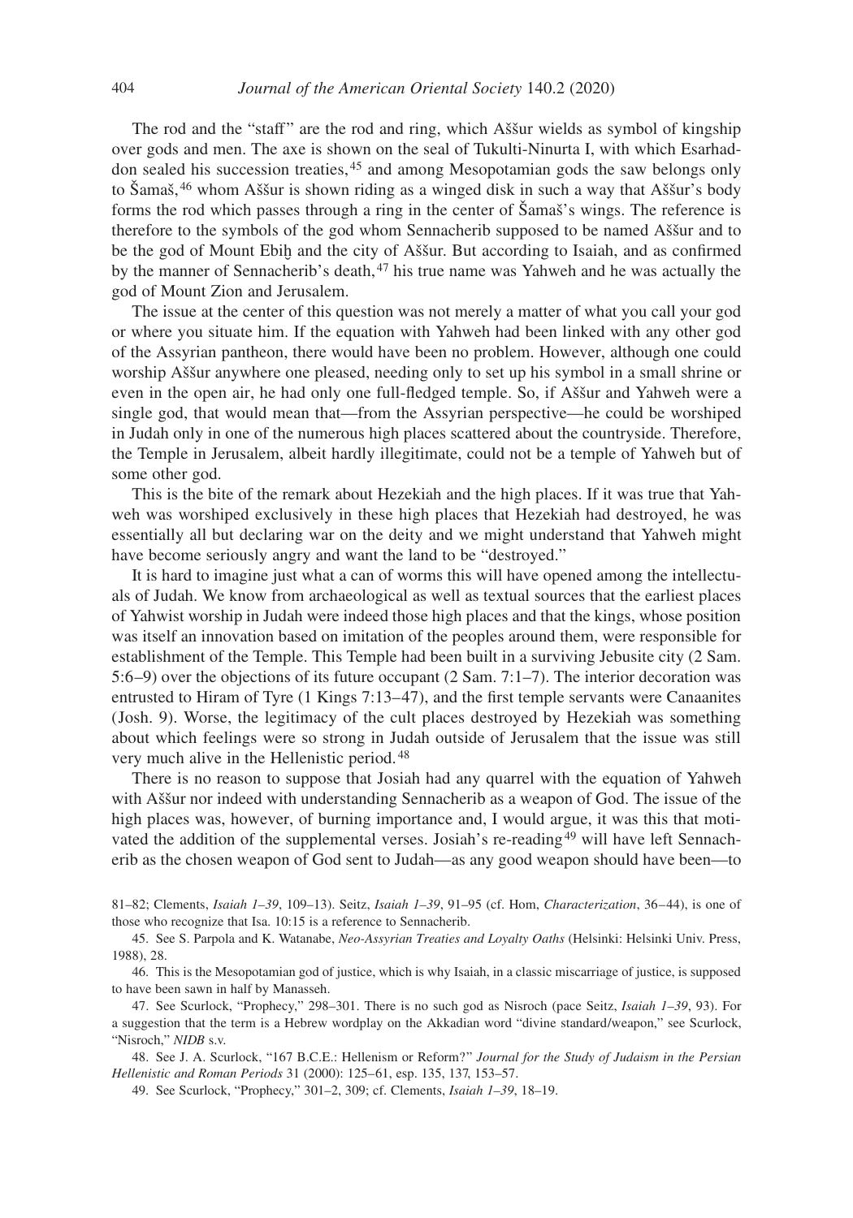The rod and the "staff" are the rod and ring, which Aššur wields as symbol of kingship over gods and men. The axe is shown on the seal of Tukulti-Ninurta I, with which Esarhaddon sealed his succession treaties,[45] and among Mesopotamian gods the saw belongs only to Šamaš,[46] whom Aššur is shown riding as a winged disk in such a way that Aššur's body forms the rod which passes through a ring in the center of Šamaš's wings. The reference is therefore to the symbols of the god whom Sennacherib supposed to be named Aššur and to be the god of Mount Ebiḫ and the city of Aššur. But according to Isaiah, and as confirmed by the manner of Sennacherib's death,[47] his true name was Yahweh and he was actually the god of Mount Zion and Jerusalem.

The issue at the center of this question was not merely a matter of what you call your god or where you situate him. If the equation with Yahweh had been linked with any other god of the Assyrian pantheon, there would have been no problem. However, although one could worship Aššur anywhere one pleased, needing only to set up his symbol in a small shrine or even in the open air, he had only one full-fledged temple. So, if Aššur and Yahweh were a single god, that would mean that—from the Assyrian perspective—he could be worshiped in Judah only in one of the numerous high places scattered about the countryside. Therefore, the Temple in Jerusalem, albeit hardly illegitimate, could not be a temple of Yahweh but of some other god.

This is the bite of the remark about Hezekiah and the high places. If it was true that Yahweh was worshiped exclusively in these high places that Hezekiah had destroyed, he was essentially all but declaring war on the deity and we might understand that Yahweh might have become seriously angry and want the land to be "destroyed."

It is hard to imagine just what a can of worms this will have opened among the intellectuals of Judah. We know from archaeological as well as textual sources that the earliest places of Yahwist worship in Judah were indeed those high places and that the kings, whose position was itself an innovation based on imitation of the peoples around them, were responsible for establishment of the Temple. This Temple had been built in a surviving Jebusite city (2 Sam. 5:6–9) over the objections of its future occupant (2 Sam. 7:1–7). The interior decoration was entrusted to Hiram of Tyre (1 Kings 7:13–47), and the first temple servants were Canaanites (Josh. 9). Worse, the legitimacy of the cult places destroyed by Hezekiah was something about which feelings were so strong in Judah outside of Jerusalem that the issue was still very much alive in the Hellenistic period.[48]

There is no reason to suppose that Josiah had any quarrel with the equation of Yahweh with Aššur nor indeed with understanding Sennacherib as a weapon of God. The issue of the high places was, however, of burning importance and, I would argue, it was this that motivated the addition of the supplemental verses. Josiah's re-reading[49] will have left Sennacherib as the chosen weapon of God sent to Judah—as any good weapon should have been—to

81–82; Clements, *Isaiah 1–39*, 109–13). Seitz, *Isaiah 1–39*, 91–95 (cf. Hom, *Characterization*, 36–44), is one of those who recognize that Isa. 10:15 is a reference to Sennacherib.

45. See S. Parpola and K. Watanabe, *Neo-Assyrian Treaties and Loyalty Oaths* (Helsinki: Helsinki Univ. Press, 1988), 28.

46. This is the Mesopotamian god of justice, which is why Isaiah, in a classic miscarriage of justice, is supposed to have been sawn in half by Manasseh.

47. See Scurlock, "Prophecy," 298–301. There is no such god as Nisroch (pace Seitz, *Isaiah 1–39*, 93). For a suggestion that the term is a Hebrew wordplay on the Akkadian word "divine standard/weapon," see Scurlock, "Nisroch," *NIDB* s.v.

48. See J. A. Scurlock, "167 B.C.E.: Hellenism or Reform?" *Journal for the Study of Judaism in the Persian Hellenistic and Roman Periods* 31 (2000): 125–61, esp. 135, 137, 153–57.

49. See Scurlock, "Prophecy," 301–2, 309; cf. Clements, *Isaiah 1–39*, 18–19.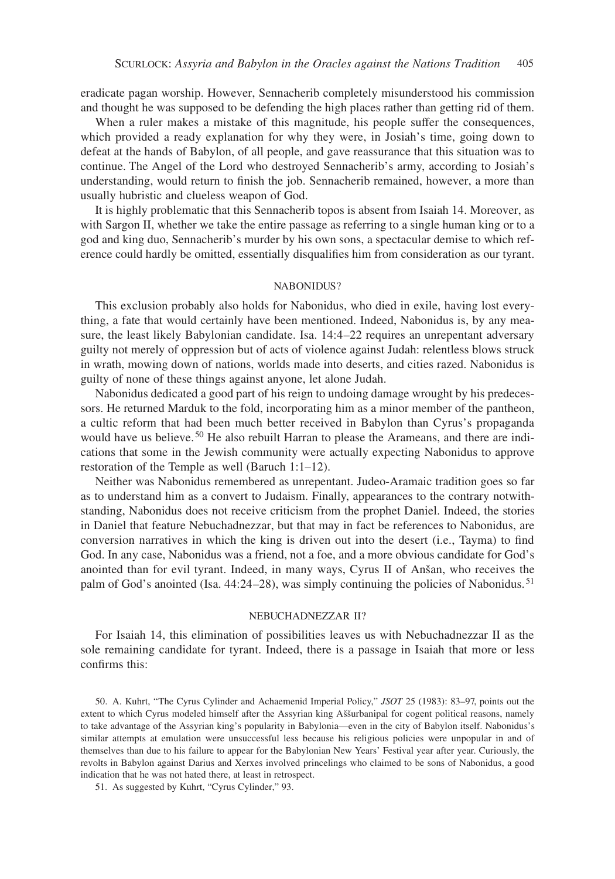eradicate pagan worship. However, Sennacherib completely misunderstood his commission and thought he was supposed to be defending the high places rather than getting rid of them.

When a ruler makes a mistake of this magnitude, his people suffer the consequences, which provided a ready explanation for why they were, in Josiah's time, going down to defeat at the hands of Babylon, of all people, and gave reassurance that this situation was to continue. The Angel of the Lord who destroyed Sennacherib's army, according to Josiah's understanding, would return to finish the job. Sennacherib remained, however, a more than usually hubristic and clueless weapon of God.

It is highly problematic that this Sennacherib topos is absent from Isaiah 14. Moreover, as with Sargon II, whether we take the entire passage as referring to a single human king or to a god and king duo, Sennacherib's murder by his own sons, a spectacular demise to which reference could hardly be omitted, essentially disqualifies him from consideration as our tyrant.

## NABONIDUS?

This exclusion probably also holds for Nabonidus, who died in exile, having lost everything, a fate that would certainly have been mentioned. Indeed, Nabonidus is, by any measure, the least likely Babylonian candidate. Isa. 14:4–22 requires an unrepentant adversary guilty not merely of oppression but of acts of violence against Judah: relentless blows struck in wrath, mowing down of nations, worlds made into deserts, and cities razed. Nabonidus is guilty of none of these things against anyone, let alone Judah.

Nabonidus dedicated a good part of his reign to undoing damage wrought by his predecessors. He returned Marduk to the fold, incorporating him as a minor member of the pantheon, a cultic reform that had been much better received in Babylon than Cyrus's propaganda would have us believe.[50] He also rebuilt Harran to please the Arameans, and there are indications that some in the Jewish community were actually expecting Nabonidus to approve restoration of the Temple as well (Baruch 1:1–12).

Neither was Nabonidus remembered as unrepentant. Judeo-Aramaic tradition goes so far as to understand him as a convert to Judaism. Finally, appearances to the contrary notwithstanding, Nabonidus does not receive criticism from the prophet Daniel. Indeed, the stories in Daniel that feature Nebuchadnezzar, but that may in fact be references to Nabonidus, are conversion narratives in which the king is driven out into the desert (i.e., Tayma) to find God. In any case, Nabonidus was a friend, not a foe, and a more obvious candidate for God's anointed than for evil tyrant. Indeed, in many ways, Cyrus II of Anšan, who receives the palm of God's anointed (Isa. 44:24–28), was simply continuing the policies of Nabonidus.[51]

## NEBUCHADNEZZAR II?

For Isaiah 14, this elimination of possibilities leaves us with Nebuchadnezzar II as the sole remaining candidate for tyrant. Indeed, there is a passage in Isaiah that more or less confirms this:

50. A. Kuhrt, "The Cyrus Cylinder and Achaemenid Imperial Policy," *JSOT* 25 (1983): 83–97, points out the extent to which Cyrus modeled himself after the Assyrian king Aššurbanipal for cogent political reasons, namely to take advantage of the Assyrian king's popularity in Babylonia—even in the city of Babylon itself. Nabonidus's similar attempts at emulation were unsuccessful less because his religious policies were unpopular in and of themselves than due to his failure to appear for the Babylonian New Years' Festival year after year. Curiously, the revolts in Babylon against Darius and Xerxes involved princelings who claimed to be sons of Nabonidus, a good indication that he was not hated there, at least in retrospect.

51. As suggested by Kuhrt, "Cyrus Cylinder," 93.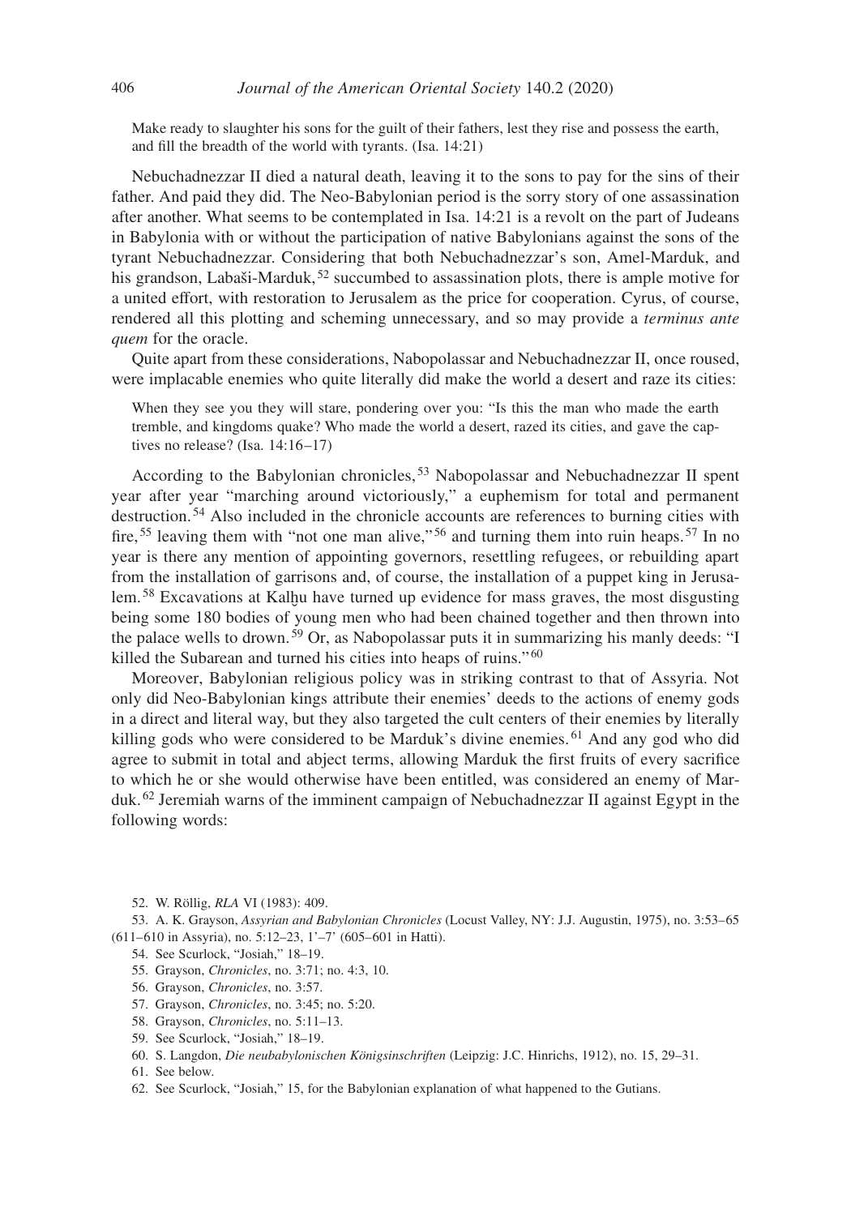> Make ready to slaughter his sons for the guilt of their fathers, lest they rise and possess the earth, and fill the breadth of the world with tyrants. (Isa. 14:21)

Nebuchadnezzar II died a natural death, leaving it to the sons to pay for the sins of their father. And paid they did. The Neo-Babylonian period is the sorry story of one assassination after another. What seems to be contemplated in Isa. 14:21 is a revolt on the part of Judeans in Babylonia with or without the participation of native Babylonians against the sons of the tyrant Nebuchadnezzar. Considering that both Nebuchadnezzar's son, Amel-Marduk, and his grandson, Labaši-Marduk,[52] succumbed to assassination plots, there is ample motive for a united effort, with restoration to Jerusalem as the price for cooperation. Cyrus, of course, rendered all this plotting and scheming unnecessary, and so may provide a *terminus ante quem* for the oracle.

Quite apart from these considerations, Nabopolassar and Nebuchadnezzar II, once roused, were implacable enemies who quite literally did make the world a desert and raze its cities:

> When they see you they will stare, pondering over you: "Is this the man who made the earth tremble, and kingdoms quake? Who made the world a desert, razed its cities, and gave the captives no release? (Isa. 14:16–17)

According to the Babylonian chronicles,[53] Nabopolassar and Nebuchadnezzar II spent year after year "marching around victoriously," a euphemism for total and permanent destruction.[54] Also included in the chronicle accounts are references to burning cities with fire,[55] leaving them with "not one man alive,"[56] and turning them into ruin heaps.[57] In no year is there any mention of appointing governors, resettling refugees, or rebuilding apart from the installation of garrisons and, of course, the installation of a puppet king in Jerusalem.[58] Excavations at Kalḫu have turned up evidence for mass graves, the most disgusting being some 180 bodies of young men who had been chained together and then thrown into the palace wells to drown.[59] Or, as Nabopolassar puts it in summarizing his manly deeds: "I killed the Subarean and turned his cities into heaps of ruins."[60]

Moreover, Babylonian religious policy was in striking contrast to that of Assyria. Not only did Neo-Babylonian kings attribute their enemies' deeds to the actions of enemy gods in a direct and literal way, but they also targeted the cult centers of their enemies by literally killing gods who were considered to be Marduk's divine enemies.[61] And any god who did agree to submit in total and abject terms, allowing Marduk the first fruits of every sacrifice to which he or she would otherwise have been entitled, was considered an enemy of Marduk.[62] Jeremiah warns of the imminent campaign of Nebuchadnezzar II against Egypt in the following words:

52. W. Röllig, *RLA* VI (1983): 409.

53. A. K. Grayson, *Assyrian and Babylonian Chronicles* (Locust Valley, NY: J.J. Augustin, 1975), no. 3:53–65 (611–610 in Assyria), no. 5:12–23, 1'–7' (605–601 in Hatti).

54. See Scurlock, "Josiah," 18–19.

55. Grayson, *Chronicles*, no. 3:71; no. 4:3, 10.

56. Grayson, *Chronicles*, no. 3:57.

57. Grayson, *Chronicles*, no. 3:45; no. 5:20.

58. Grayson, *Chronicles*, no. 5:11–13.

59. See Scurlock, "Josiah," 18–19.

60. S. Langdon, *Die neubabylonischen Königsinschriften* (Leipzig: J.C. Hinrichs, 1912), no. 15, 29–31.

61. See below.

62. See Scurlock, "Josiah," 15, for the Babylonian explanation of what happened to the Gutians.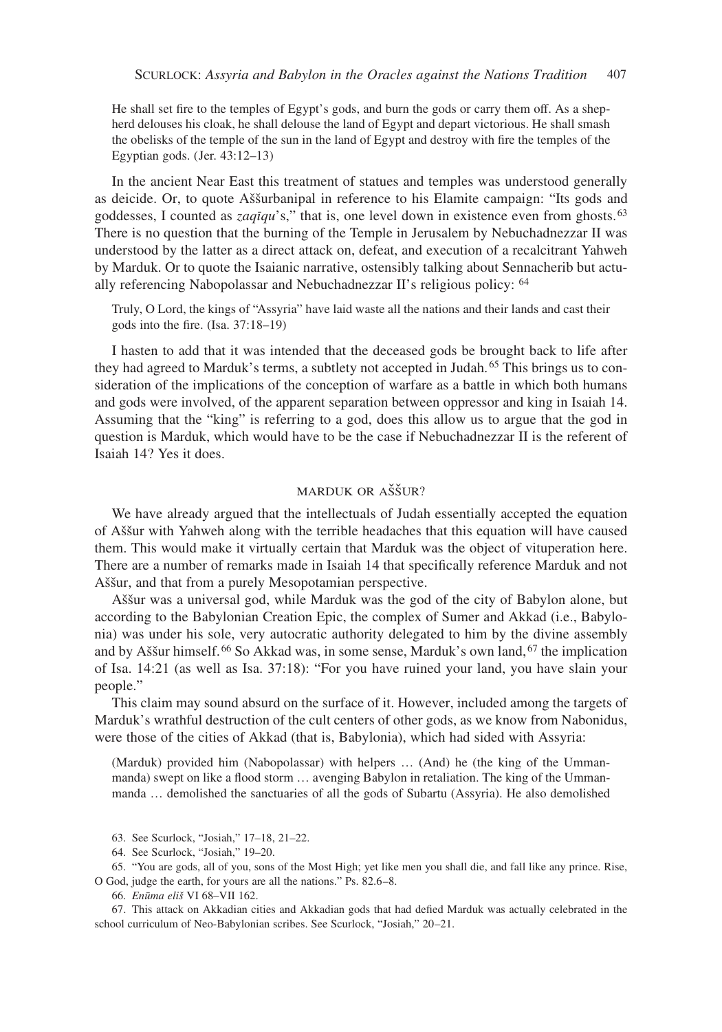> He shall set fire to the temples of Egypt's gods, and burn the gods or carry them off. As a shepherd delouses his cloak, he shall delouse the land of Egypt and depart victorious. He shall smash the obelisks of the temple of the sun in the land of Egypt and destroy with fire the temples of the Egyptian gods. (Jer. 43:12–13)

In the ancient Near East this treatment of statues and temples was understood generally as deicide. Or, to quote Aššurbanipal in reference to his Elamite campaign: "Its gods and goddesses, I counted as *zaqīqu*'s," that is, one level down in existence even from ghosts.[63] There is no question that the burning of the Temple in Jerusalem by Nebuchadnezzar II was understood by the latter as a direct attack on, defeat, and execution of a recalcitrant Yahweh by Marduk. Or to quote the Isaianic narrative, ostensibly talking about Sennacherib but actually referencing Nabopolassar and Nebuchadnezzar II's religious policy: [64]

> Truly, O Lord, the kings of "Assyria" have laid waste all the nations and their lands and cast their gods into the fire. (Isa. 37:18–19)

I hasten to add that it was intended that the deceased gods be brought back to life after they had agreed to Marduk's terms, a subtlety not accepted in Judah.[65] This brings us to consideration of the implications of the conception of warfare as a battle in which both humans and gods were involved, of the apparent separation between oppressor and king in Isaiah 14. Assuming that the "king" is referring to a god, does this allow us to argue that the god in question is Marduk, which would have to be the case if Nebuchadnezzar II is the referent of Isaiah 14? Yes it does.

## MARDUK OR AŠŠUR?

We have already argued that the intellectuals of Judah essentially accepted the equation of Aššur with Yahweh along with the terrible headaches that this equation will have caused them. This would make it virtually certain that Marduk was the object of vituperation here. There are a number of remarks made in Isaiah 14 that specifically reference Marduk and not Aššur, and that from a purely Mesopotamian perspective.

Aššur was a universal god, while Marduk was the god of the city of Babylon alone, but according to the Babylonian Creation Epic, the complex of Sumer and Akkad (i.e., Babylonia) was under his sole, very autocratic authority delegated to him by the divine assembly and by Aššur himself.[66] So Akkad was, in some sense, Marduk's own land,[67] the implication of Isa. 14:21 (as well as Isa. 37:18): "For you have ruined your land, you have slain your people."

This claim may sound absurd on the surface of it. However, included among the targets of Marduk's wrathful destruction of the cult centers of other gods, as we know from Nabonidus, were those of the cities of Akkad (that is, Babylonia), which had sided with Assyria:

> (Marduk) provided him (Nabopolassar) with helpers … (And) he (the king of the Umman-manda) swept on like a flood storm … avenging Babylon in retaliation. The king of the Umman-manda … demolished the sanctuaries of all the gods of Subartu (Assyria). He also demolished

63. See Scurlock, "Josiah," 17–18, 21–22.

64. See Scurlock, "Josiah," 19–20.

65. "You are gods, all of you, sons of the Most High; yet like men you shall die, and fall like any prince. Rise, O God, judge the earth, for yours are all the nations." Ps. 82.6–8.

66. *Enūma eliš* VI 68–VII 162.

67. This attack on Akkadian cities and Akkadian gods that had defied Marduk was actually celebrated in the school curriculum of Neo-Babylonian scribes. See Scurlock, "Josiah," 20–21.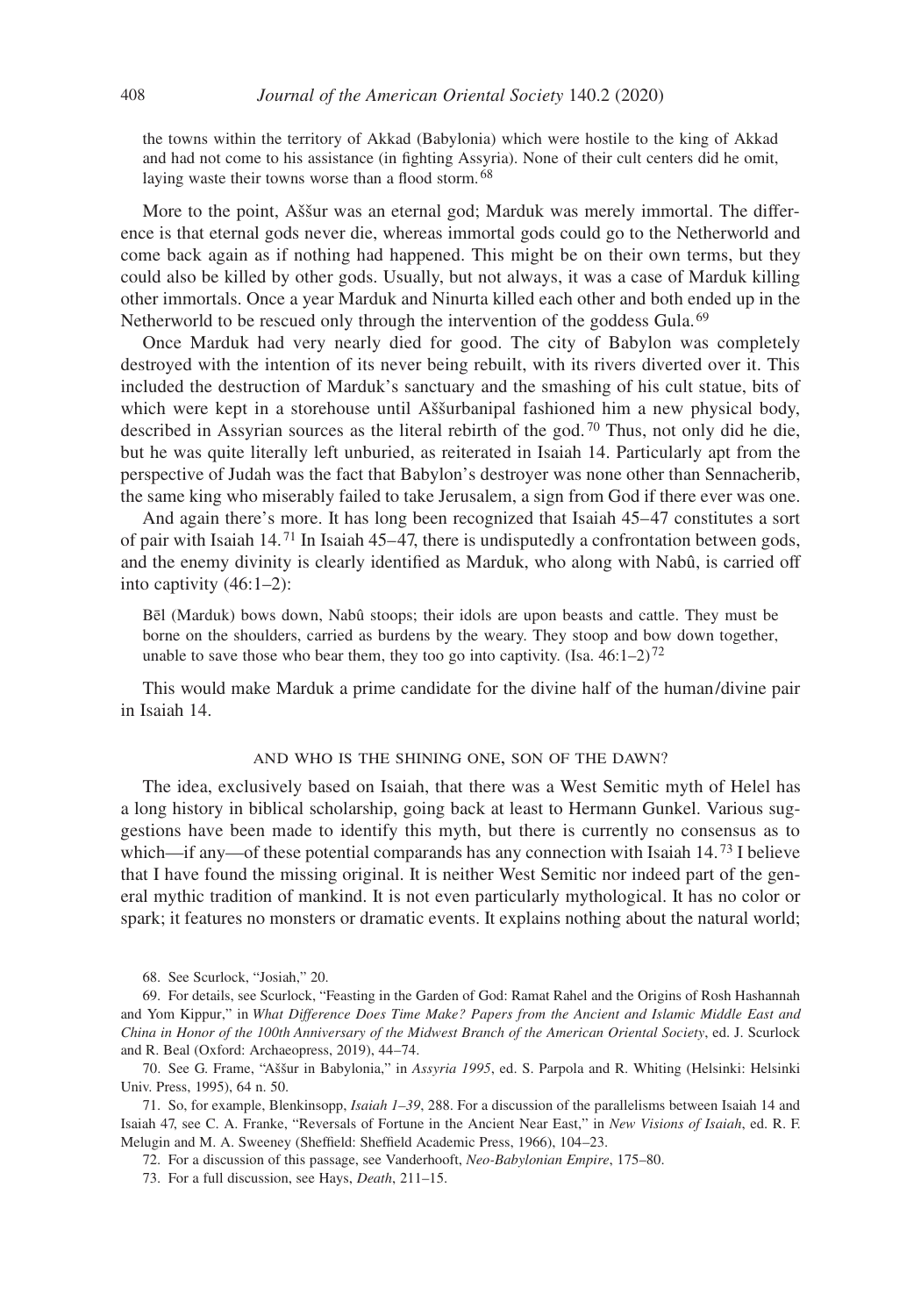the towns within the territory of Akkad (Babylonia) which were hostile to the king of Akkad and had not come to his assistance (in fighting Assyria). None of their cult centers did he omit, laying waste their towns worse than a flood storm.[68]

More to the point, Aššur was an eternal god; Marduk was merely immortal. The difference is that eternal gods never die, whereas immortal gods could go to the Netherworld and come back again as if nothing had happened. This might be on their own terms, but they could also be killed by other gods. Usually, but not always, it was a case of Marduk killing other immortals. Once a year Marduk and Ninurta killed each other and both ended up in the Netherworld to be rescued only through the intervention of the goddess Gula.[69]

Once Marduk had very nearly died for good. The city of Babylon was completely destroyed with the intention of its never being rebuilt, with its rivers diverted over it. This included the destruction of Marduk's sanctuary and the smashing of his cult statue, bits of which were kept in a storehouse until Aššurbanipal fashioned him a new physical body, described in Assyrian sources as the literal rebirth of the god.[70] Thus, not only did he die, but he was quite literally left unburied, as reiterated in Isaiah 14. Particularly apt from the perspective of Judah was the fact that Babylon's destroyer was none other than Sennacherib, the same king who miserably failed to take Jerusalem, a sign from God if there ever was one.

And again there's more. It has long been recognized that Isaiah 45–47 constitutes a sort of pair with Isaiah 14.[71] In Isaiah 45–47, there is undisputedly a confrontation between gods, and the enemy divinity is clearly identified as Marduk, who along with Nabû, is carried off into captivity (46:1–2):

> Bēl (Marduk) bows down, Nabû stoops; their idols are upon beasts and cattle. They must be borne on the shoulders, carried as burdens by the weary. They stoop and bow down together, unable to save those who bear them, they too go into captivity. (Isa. 46:1–2)[72]

This would make Marduk a prime candidate for the divine half of the human/divine pair in Isaiah 14.

## AND WHO IS THE SHINING ONE, SON OF THE DAWN?

The idea, exclusively based on Isaiah, that there was a West Semitic myth of Helel has a long history in biblical scholarship, going back at least to Hermann Gunkel. Various suggestions have been made to identify this myth, but there is currently no consensus as to which—if any—of these potential comparands has any connection with Isaiah 14.[73] I believe that I have found the missing original. It is neither West Semitic nor indeed part of the general mythic tradition of mankind. It is not even particularly mythological. It has no color or spark; it features no monsters or dramatic events. It explains nothing about the natural world;

---

68. See Scurlock, "Josiah," 20.

69. For details, see Scurlock, "Feasting in the Garden of God: Ramat Rahel and the Origins of Rosh Hashannah and Yom Kippur," in *What Difference Does Time Make? Papers from the Ancient and Islamic Middle East and China in Honor of the 100th Anniversary of the Midwest Branch of the American Oriental Society*, ed. J. Scurlock and R. Beal (Oxford: Archaeopress, 2019), 44–74.

70. See G. Frame, "Aššur in Babylonia," in *Assyria 1995*, ed. S. Parpola and R. Whiting (Helsinki: Helsinki Univ. Press, 1995), 64 n. 50.

71. So, for example, Blenkinsopp, *Isaiah 1–39*, 288. For a discussion of the parallelisms between Isaiah 14 and Isaiah 47, see C. A. Franke, "Reversals of Fortune in the Ancient Near East," in *New Visions of Isaiah*, ed. R. F. Melugin and M. A. Sweeney (Sheffield: Sheffield Academic Press, 1966), 104–23.

72. For a discussion of this passage, see Vanderhooft, *Neo-Babylonian Empire*, 175–80.

73. For a full discussion, see Hays, *Death*, 211–15.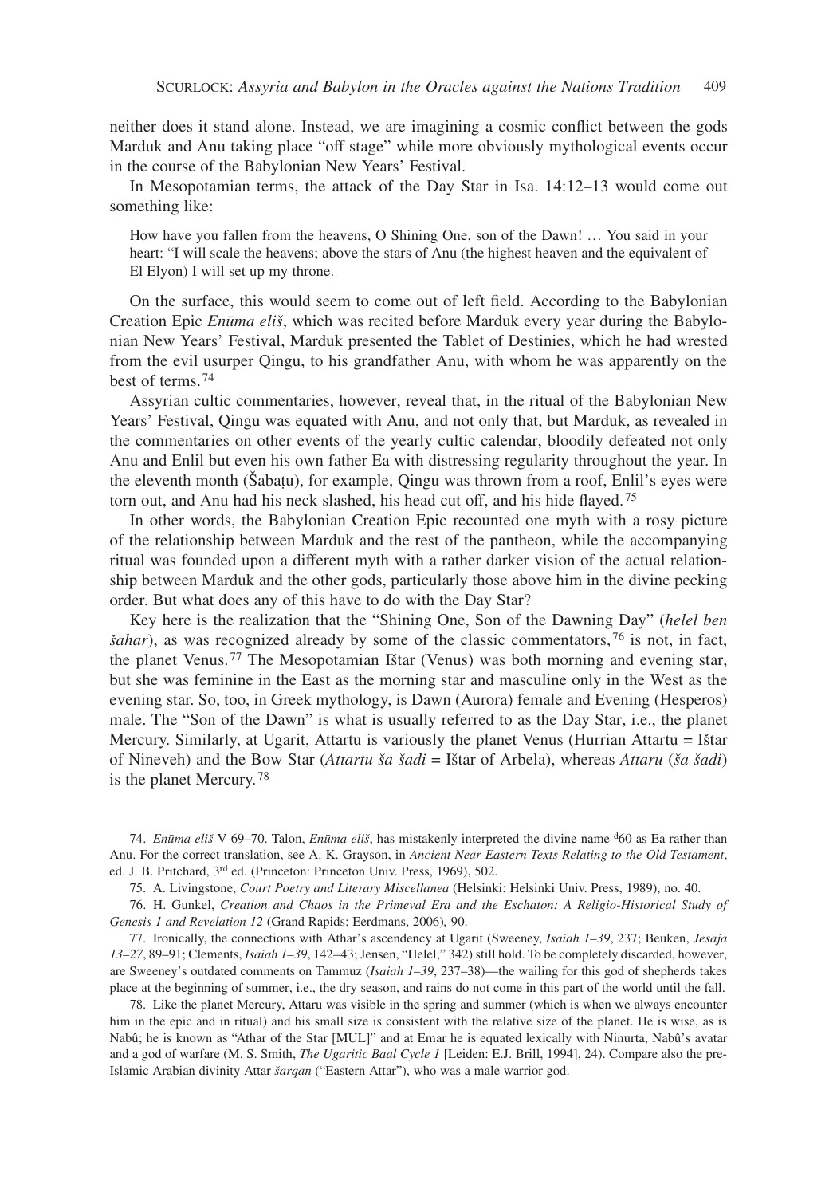neither does it stand alone. Instead, we are imagining a cosmic conflict between the gods Marduk and Anu taking place "off stage" while more obviously mythological events occur in the course of the Babylonian New Years' Festival.

In Mesopotamian terms, the attack of the Day Star in Isa. 14:12–13 would come out something like:

> How have you fallen from the heavens, O Shining One, son of the Dawn! … You said in your heart: "I will scale the heavens; above the stars of Anu (the highest heaven and the equivalent of El Elyon) I will set up my throne.

On the surface, this would seem to come out of left field. According to the Babylonian Creation Epic *Enūma eliš*, which was recited before Marduk every year during the Babylonian New Years' Festival, Marduk presented the Tablet of Destinies, which he had wrested from the evil usurper Qingu, to his grandfather Anu, with whom he was apparently on the best of terms.[74]

Assyrian cultic commentaries, however, reveal that, in the ritual of the Babylonian New Years' Festival, Qingu was equated with Anu, and not only that, but Marduk, as revealed in the commentaries on other events of the yearly cultic calendar, bloodily defeated not only Anu and Enlil but even his own father Ea with distressing regularity throughout the year. In the eleventh month (Šabaṭu), for example, Qingu was thrown from a roof, Enlil's eyes were torn out, and Anu had his neck slashed, his head cut off, and his hide flayed.[75]

In other words, the Babylonian Creation Epic recounted one myth with a rosy picture of the relationship between Marduk and the rest of the pantheon, while the accompanying ritual was founded upon a different myth with a rather darker vision of the actual relationship between Marduk and the other gods, particularly those above him in the divine pecking order. But what does any of this have to do with the Day Star?

Key here is the realization that the "Shining One, Son of the Dawning Day" (*helel ben šahar*), as was recognized already by some of the classic commentators,[76] is not, in fact, the planet Venus.[77] The Mesopotamian Ištar (Venus) was both morning and evening star, but she was feminine in the East as the morning star and masculine only in the West as the evening star. So, too, in Greek mythology, is Dawn (Aurora) female and Evening (Hesperos) male. The "Son of the Dawn" is what is usually referred to as the Day Star, i.e., the planet Mercury. Similarly, at Ugarit, Attartu is variously the planet Venus (Hurrian Attartu = Ištar of Nineveh) and the Bow Star (*Attartu ša šadi* = Ištar of Arbela), whereas *Attaru* (*ša šadi*) is the planet Mercury.[78]

---

74. *Enūma eliš* V 69–70. Talon, *Enūma eliš*, has mistakenly interpreted the divine name ᵈ60 as Ea rather than Anu. For the correct translation, see A. K. Grayson, in *Ancient Near Eastern Texts Relating to the Old Testament*, ed. J. B. Pritchard, 3rd ed. (Princeton: Princeton Univ. Press, 1969), 502.

75. A. Livingstone, *Court Poetry and Literary Miscellanea* (Helsinki: Helsinki Univ. Press, 1989), no. 40.

76. H. Gunkel, *Creation and Chaos in the Primeval Era and the Eschaton: A Religio-Historical Study of Genesis 1 and Revelation 12* (Grand Rapids: Eerdmans, 2006)*,* 90.

77. Ironically, the connections with Athar's ascendency at Ugarit (Sweeney, *Isaiah 1–39*, 237; Beuken, *Jesaja 13–27*, 89–91; Clements, *Isaiah 1–39*, 142–43; Jensen, "Helel," 342) still hold. To be completely discarded, however, are Sweeney's outdated comments on Tammuz (*Isaiah 1–39*, 237–38)—the wailing for this god of shepherds takes place at the beginning of summer, i.e., the dry season, and rains do not come in this part of the world until the fall.

78. Like the planet Mercury, Attaru was visible in the spring and summer (which is when we always encounter him in the epic and in ritual) and his small size is consistent with the relative size of the planet. He is wise, as is Nabû; he is known as "Athar of the Star [MUL]" and at Emar he is equated lexically with Ninurta, Nabû's avatar and a god of warfare (M. S. Smith, *The Ugaritic Baal Cycle 1* [Leiden: E.J. Brill, 1994], 24). Compare also the pre-Islamic Arabian divinity Attar *šarqan* ("Eastern Attar"), who was a male warrior god.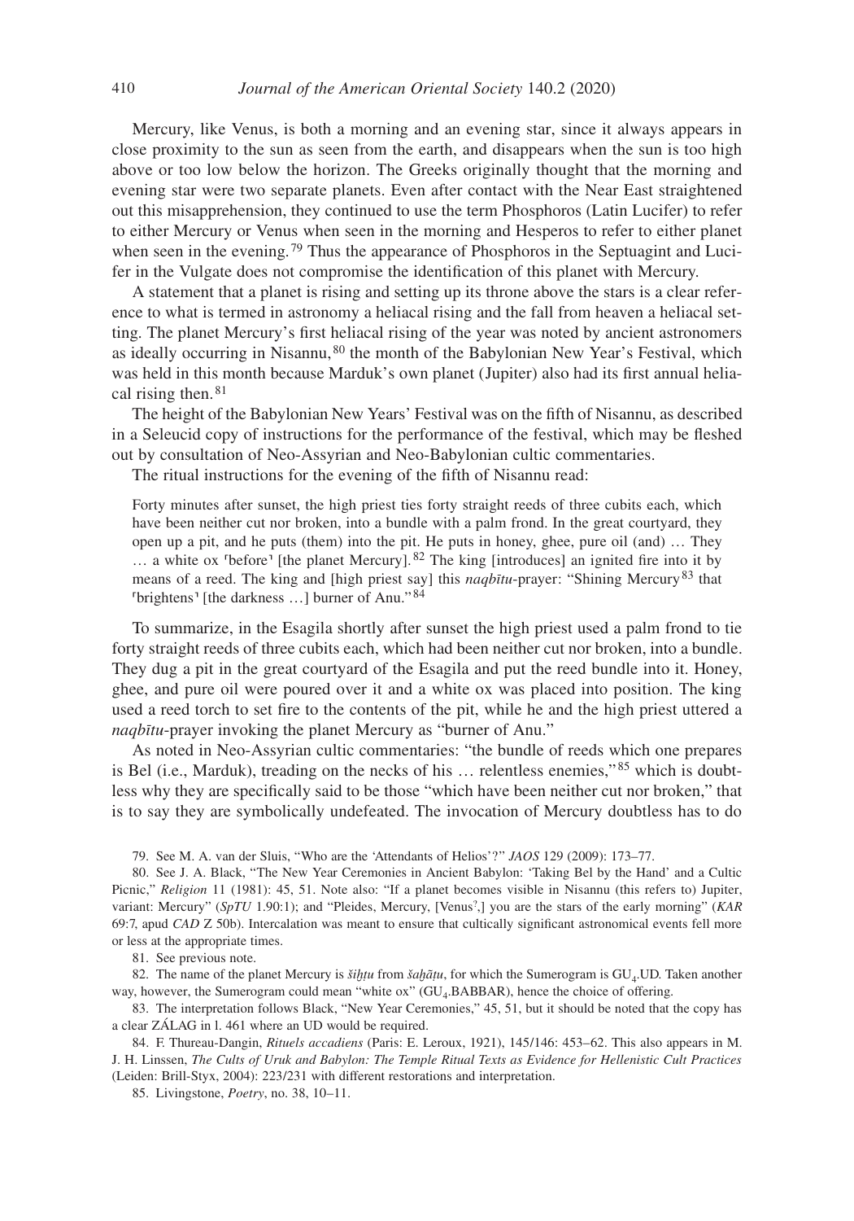Mercury, like Venus, is both a morning and an evening star, since it always appears in close proximity to the sun as seen from the earth, and disappears when the sun is too high above or too low below the horizon. The Greeks originally thought that the morning and evening star were two separate planets. Even after contact with the Near East straightened out this misapprehension, they continued to use the term Phosphoros (Latin Lucifer) to refer to either Mercury or Venus when seen in the morning and Hesperos to refer to either planet when seen in the evening.[79] Thus the appearance of Phosphoros in the Septuagint and Lucifer in the Vulgate does not compromise the identification of this planet with Mercury.

A statement that a planet is rising and setting up its throne above the stars is a clear reference to what is termed in astronomy a heliacal rising and the fall from heaven a heliacal setting. The planet Mercury's first heliacal rising of the year was noted by ancient astronomers as ideally occurring in Nisannu,[80] the month of the Babylonian New Year's Festival, which was held in this month because Marduk's own planet (Jupiter) also had its first annual heliacal rising then.[81]

The height of the Babylonian New Years' Festival was on the fifth of Nisannu, as described in a Seleucid copy of instructions for the performance of the festival, which may be fleshed out by consultation of Neo-Assyrian and Neo-Babylonian cultic commentaries.

The ritual instructions for the evening of the fifth of Nisannu read:

> Forty minutes after sunset, the high priest ties forty straight reeds of three cubits each, which have been neither cut nor broken, into a bundle with a palm frond. In the great courtyard, they open up a pit, and he puts (them) into the pit. He puts in honey, ghee, pure oil (and) … They … a white ox ⸢before⸣ [the planet Mercury].[82] The king [introduces] an ignited fire into it by means of a reed. The king and [high priest say] this *naqbītu*-prayer: "Shining Mercury[83] that ⸢brightens⸣ [the darkness …] burner of Anu."[84]

To summarize, in the Esagila shortly after sunset the high priest used a palm frond to tie forty straight reeds of three cubits each, which had been neither cut nor broken, into a bundle. They dug a pit in the great courtyard of the Esagila and put the reed bundle into it. Honey, ghee, and pure oil were poured over it and a white ox was placed into position. The king used a reed torch to set fire to the contents of the pit, while he and the high priest uttered a *naqbītu*-prayer invoking the planet Mercury as "burner of Anu."

As noted in Neo-Assyrian cultic commentaries: "the bundle of reeds which one prepares is Bel (i.e., Marduk), treading on the necks of his … relentless enemies,"[85] which is doubtless why they are specifically said to be those "which have been neither cut nor broken," that is to say they are symbolically undefeated. The invocation of Mercury doubtless has to do

79. See M. A. van der Sluis, "Who are the 'Attendants of Helios'?" *JAOS* 129 (2009): 173–77.

80. See J. A. Black, "The New Year Ceremonies in Ancient Babylon: 'Taking Bel by the Hand' and a Cultic Picnic," *Religion* 11 (1981): 45, 51. Note also: "If a planet becomes visible in Nisannu (this refers to) Jupiter, variant: Mercury" (*SpTU* 1.90:1); and "Pleides, Mercury, [Venus?,] you are the stars of the early morning" (*KAR* 69:7, apud *CAD* Z 50b). Intercalation was meant to ensure that cultically significant astronomical events fell more or less at the appropriate times.

81. See previous note.

82. The name of the planet Mercury is *šiḫṭu* from *šaḫāṭu*, for which the Sumerogram is $GU_4$.UD. Taken another way, however, the Sumerogram could mean "white ox" ($GU_4$.BABBAR), hence the choice of offering.

83. The interpretation follows Black, "New Year Ceremonies," 45, 51, but it should be noted that the copy has a clear ZÁLAG in l. 461 where an UD would be required.

84. F. Thureau-Dangin, *Rituels accadiens* (Paris: E. Leroux, 1921), 145/146: 453–62. This also appears in M. J. H. Linssen, *The Cults of Uruk and Babylon: The Temple Ritual Texts as Evidence for Hellenistic Cult Practices* (Leiden: Brill-Styx, 2004): 223/231 with different restorations and interpretation.

85. Livingstone, *Poetry*, no. 38, 10–11.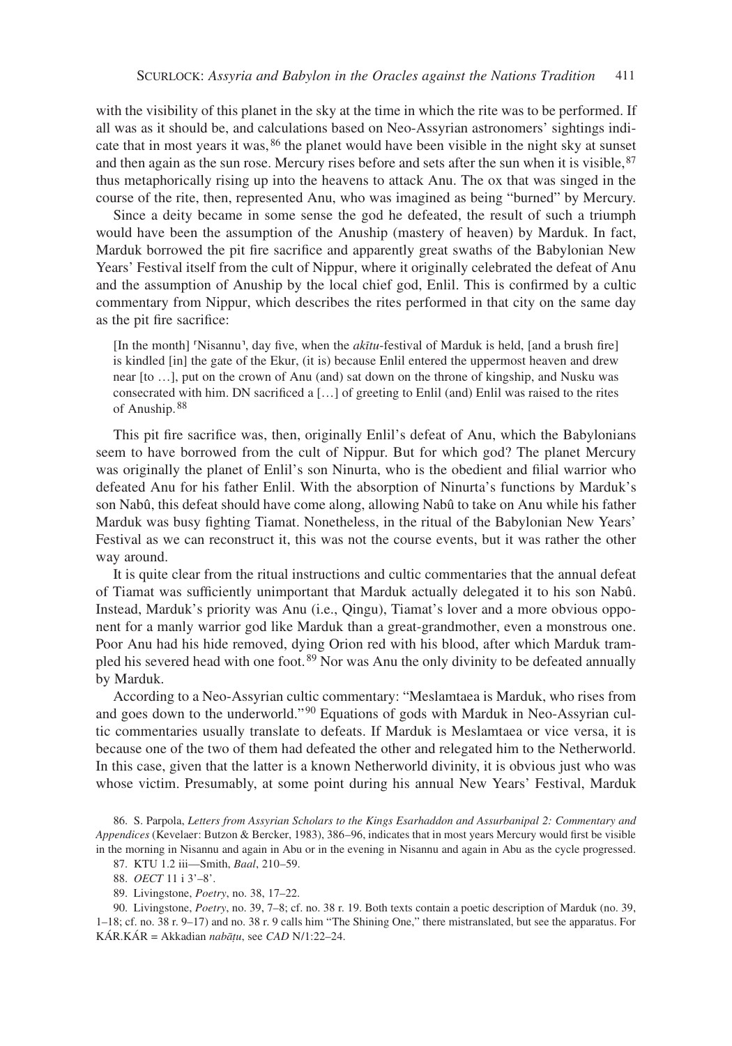with the visibility of this planet in the sky at the time in which the rite was to be performed. If all was as it should be, and calculations based on Neo-Assyrian astronomers' sightings indicate that in most years it was,[86] the planet would have been visible in the night sky at sunset and then again as the sun rose. Mercury rises before and sets after the sun when it is visible,[87] thus metaphorically rising up into the heavens to attack Anu. The ox that was singed in the course of the rite, then, represented Anu, who was imagined as being "burned" by Mercury.

Since a deity became in some sense the god he defeated, the result of such a triumph would have been the assumption of the Anuship (mastery of heaven) by Marduk. In fact, Marduk borrowed the pit fire sacrifice and apparently great swaths of the Babylonian New Years' Festival itself from the cult of Nippur, where it originally celebrated the defeat of Anu and the assumption of Anuship by the local chief god, Enlil. This is confirmed by a cultic commentary from Nippur, which describes the rites performed in that city on the same day as the pit fire sacrifice:

> [In the month] ⸢Nisannu⸣, day five, when the *akītu*-festival of Marduk is held, [and a brush fire] is kindled [in] the gate of the Ekur, (it is) because Enlil entered the uppermost heaven and drew near [to …], put on the crown of Anu (and) sat down on the throne of kingship, and Nusku was consecrated with him. DN sacrificed a […] of greeting to Enlil (and) Enlil was raised to the rites of Anuship.[88]

This pit fire sacrifice was, then, originally Enlil's defeat of Anu, which the Babylonians seem to have borrowed from the cult of Nippur. But for which god? The planet Mercury was originally the planet of Enlil's son Ninurta, who is the obedient and filial warrior who defeated Anu for his father Enlil. With the absorption of Ninurta's functions by Marduk's son Nabû, this defeat should have come along, allowing Nabû to take on Anu while his father Marduk was busy fighting Tiamat. Nonetheless, in the ritual of the Babylonian New Years' Festival as we can reconstruct it, this was not the course events, but it was rather the other way around.

It is quite clear from the ritual instructions and cultic commentaries that the annual defeat of Tiamat was sufficiently unimportant that Marduk actually delegated it to his son Nabû. Instead, Marduk's priority was Anu (i.e., Qingu), Tiamat's lover and a more obvious opponent for a manly warrior god like Marduk than a great-grandmother, even a monstrous one. Poor Anu had his hide removed, dying Orion red with his blood, after which Marduk trampled his severed head with one foot.[89] Nor was Anu the only divinity to be defeated annually by Marduk.

According to a Neo-Assyrian cultic commentary: "Meslamtaea is Marduk, who rises from and goes down to the underworld."[90] Equations of gods with Marduk in Neo-Assyrian cultic commentaries usually translate to defeats. If Marduk is Meslamtaea or vice versa, it is because one of the two of them had defeated the other and relegated him to the Netherworld. In this case, given that the latter is a known Netherworld divinity, it is obvious just who was whose victim. Presumably, at some point during his annual New Years' Festival, Marduk

86. S. Parpola, *Letters from Assyrian Scholars to the Kings Esarhaddon and Assurbanipal 2: Commentary and Appendices* (Kevelaer: Butzon & Bercker, 1983), 386–96, indicates that in most years Mercury would first be visible in the morning in Nisannu and again in Abu or in the evening in Nisannu and again in Abu as the cycle progressed.

87. KTU 1.2 iii—Smith, *Baal*, 210–59.

88. *OECT* 11 i 3'–8'.

89. Livingstone, *Poetry*, no. 38, 17–22.

90. Livingstone, *Poetry*, no. 39, 7–8; cf. no. 38 r. 19. Both texts contain a poetic description of Marduk (no. 39, 1–18; cf. no. 38 r. 9–17) and no. 38 r. 9 calls him "The Shining One," there mistranslated, but see the apparatus. For KÁR.KÁR = Akkadian *nabāṭu*, see *CAD* N/1:22–24.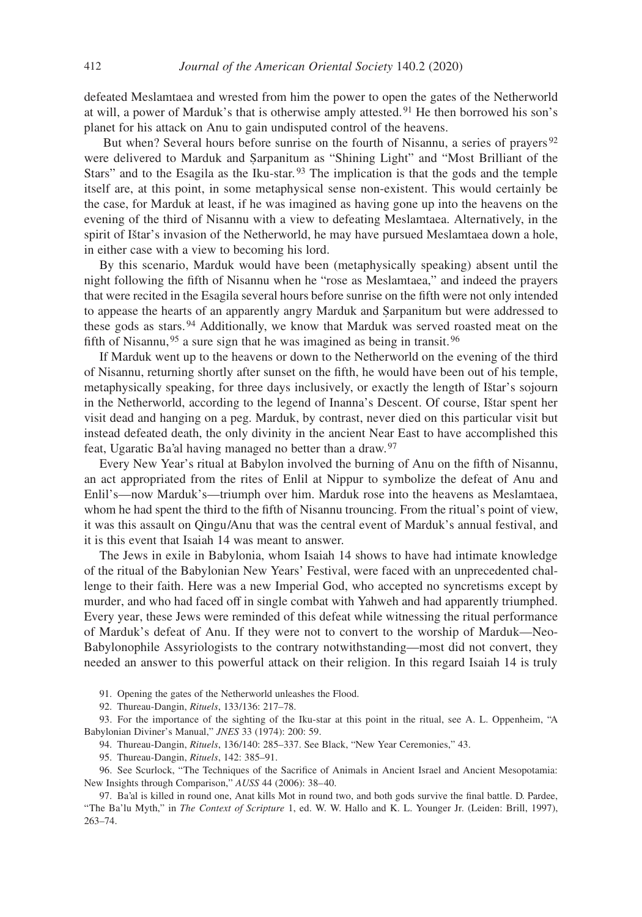defeated Meslamtaea and wrested from him the power to open the gates of the Netherworld at will, a power of Marduk's that is otherwise amply attested.[91] He then borrowed his son's planet for his attack on Anu to gain undisputed control of the heavens.

But when? Several hours before sunrise on the fourth of Nisannu, a series of prayers[92] were delivered to Marduk and Ṣarpanitum as "Shining Light" and "Most Brilliant of the Stars" and to the Esagila as the Iku-star.[93] The implication is that the gods and the temple itself are, at this point, in some metaphysical sense non-existent. This would certainly be the case, for Marduk at least, if he was imagined as having gone up into the heavens on the evening of the third of Nisannu with a view to defeating Meslamtaea. Alternatively, in the spirit of Ištar's invasion of the Netherworld, he may have pursued Meslamtaea down a hole, in either case with a view to becoming his lord.

By this scenario, Marduk would have been (metaphysically speaking) absent until the night following the fifth of Nisannu when he "rose as Meslamtaea," and indeed the prayers that were recited in the Esagila several hours before sunrise on the fifth were not only intended to appease the hearts of an apparently angry Marduk and Ṣarpanitum but were addressed to these gods as stars.[94] Additionally, we know that Marduk was served roasted meat on the fifth of Nisannu,[95] a sure sign that he was imagined as being in transit.[96]

If Marduk went up to the heavens or down to the Netherworld on the evening of the third of Nisannu, returning shortly after sunset on the fifth, he would have been out of his temple, metaphysically speaking, for three days inclusively, or exactly the length of Ištar's sojourn in the Netherworld, according to the legend of Inanna's Descent. Of course, Ištar spent her visit dead and hanging on a peg. Marduk, by contrast, never died on this particular visit but instead defeated death, the only divinity in the ancient Near East to have accomplished this feat, Ugaratic Ba'al having managed no better than a draw.[97]

Every New Year's ritual at Babylon involved the burning of Anu on the fifth of Nisannu, an act appropriated from the rites of Enlil at Nippur to symbolize the defeat of Anu and Enlil's—now Marduk's—triumph over him. Marduk rose into the heavens as Meslamtaea, whom he had spent the third to the fifth of Nisannu trouncing. From the ritual's point of view, it was this assault on Qingu/Anu that was the central event of Marduk's annual festival, and it is this event that Isaiah 14 was meant to answer.

The Jews in exile in Babylonia, whom Isaiah 14 shows to have had intimate knowledge of the ritual of the Babylonian New Years' Festival, were faced with an unprecedented challenge to their faith. Here was a new Imperial God, who accepted no syncretisms except by murder, and who had faced off in single combat with Yahweh and had apparently triumphed. Every year, these Jews were reminded of this defeat while witnessing the ritual performance of Marduk's defeat of Anu. If they were not to convert to the worship of Marduk—Neo-Babylonophile Assyriologists to the contrary notwithstanding—most did not convert, they needed an answer to this powerful attack on their religion. In this regard Isaiah 14 is truly

91. Opening the gates of the Netherworld unleashes the Flood.

92. Thureau-Dangin, *Rituels*, 133/136: 217–78.

93. For the importance of the sighting of the Iku-star at this point in the ritual, see A. L. Oppenheim, "A Babylonian Diviner's Manual," *JNES* 33 (1974): 200: 59.

94. Thureau-Dangin, *Rituels*, 136/140: 285–337. See Black, "New Year Ceremonies," 43.

95. Thureau-Dangin, *Rituels*, 142: 385–91.

96. See Scurlock, "The Techniques of the Sacrifice of Animals in Ancient Israel and Ancient Mesopotamia: New Insights through Comparison," *AUSS* 44 (2006): 38–40.

97. Ba'al is killed in round one, Anat kills Mot in round two, and both gods survive the final battle. D. Pardee, "The Ba'lu Myth," in *The Context of Scripture* 1, ed. W. W. Hallo and K. L. Younger Jr. (Leiden: Brill, 1997), 263–74.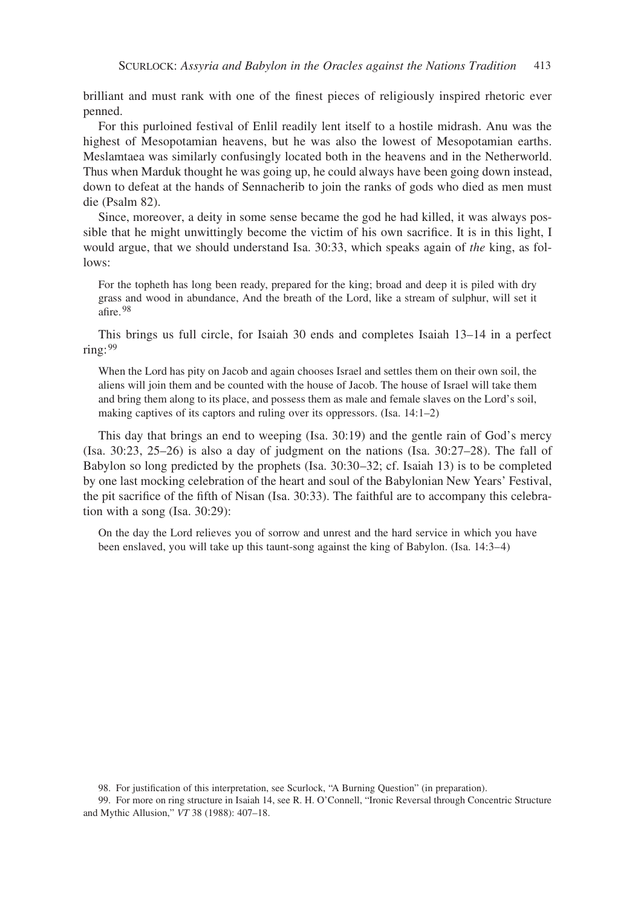brilliant and must rank with one of the finest pieces of religiously inspired rhetoric ever penned.

For this purloined festival of Enlil readily lent itself to a hostile midrash. Anu was the highest of Mesopotamian heavens, but he was also the lowest of Mesopotamian earths. Meslamtaea was similarly confusingly located both in the heavens and in the Netherworld. Thus when Marduk thought he was going up, he could always have been going down instead, down to defeat at the hands of Sennacherib to join the ranks of gods who died as men must die (Psalm 82).

Since, moreover, a deity in some sense became the god he had killed, it was always possible that he might unwittingly become the victim of his own sacrifice. It is in this light, I would argue, that we should understand Isa. 30:33, which speaks again of *the* king, as follows:

> For the topheth has long been ready, prepared for the king; broad and deep it is piled with dry grass and wood in abundance, And the breath of the Lord, like a stream of sulphur, will set it afire.[98]

This brings us full circle, for Isaiah 30 ends and completes Isaiah 13–14 in a perfect ring:[99]

> When the Lord has pity on Jacob and again chooses Israel and settles them on their own soil, the aliens will join them and be counted with the house of Jacob. The house of Israel will take them and bring them along to its place, and possess them as male and female slaves on the Lord's soil, making captives of its captors and ruling over its oppressors. (Isa. 14:1–2)

This day that brings an end to weeping (Isa. 30:19) and the gentle rain of God's mercy (Isa. 30:23, 25–26) is also a day of judgment on the nations (Isa. 30:27–28). The fall of Babylon so long predicted by the prophets (Isa. 30:30–32; cf. Isaiah 13) is to be completed by one last mocking celebration of the heart and soul of the Babylonian New Years' Festival, the pit sacrifice of the fifth of Nisan (Isa. 30:33). The faithful are to accompany this celebration with a song (Isa. 30:29):

> On the day the Lord relieves you of sorrow and unrest and the hard service in which you have been enslaved, you will take up this taunt-song against the king of Babylon. (Isa. 14:3–4)

98. For justification of this interpretation, see Scurlock, "A Burning Question" (in preparation).

99. For more on ring structure in Isaiah 14, see R. H. O'Connell, "Ironic Reversal through Concentric Structure and Mythic Allusion," *VT* 38 (1988): 407–18.